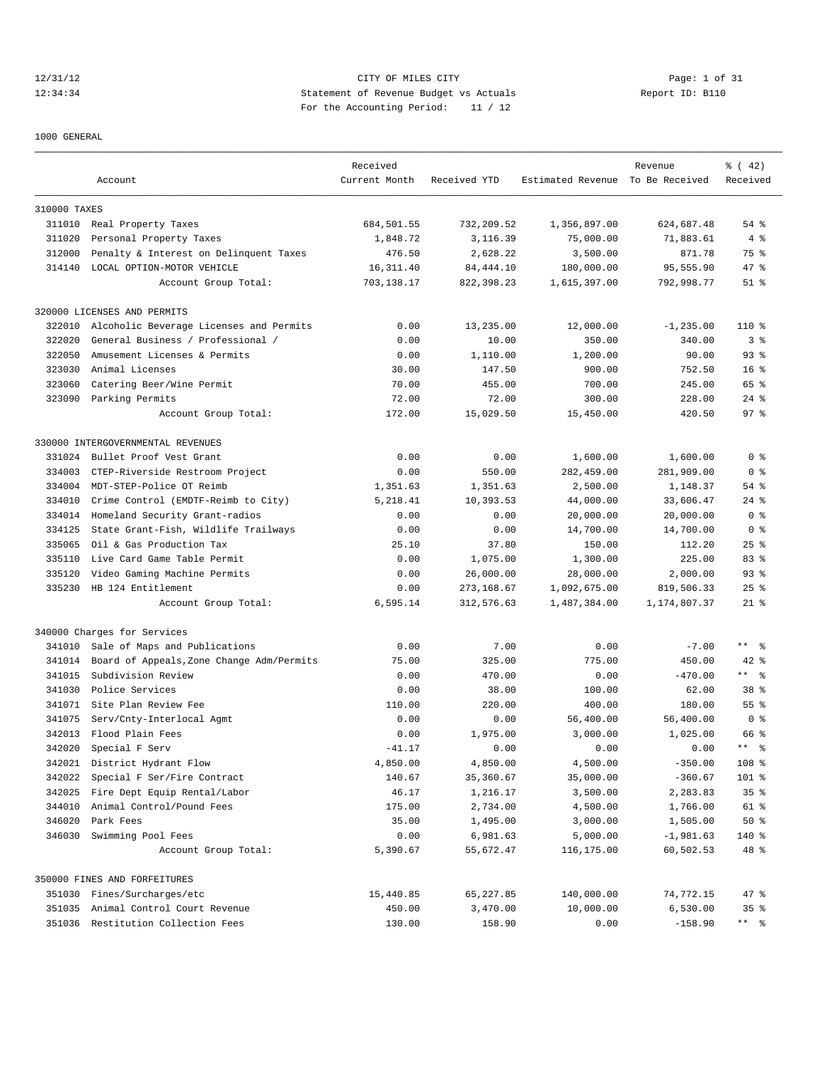CITY OF MILES CITY
Statement of Revenue Budget vs Actuals
For the Accounting Period: 11 / 12

1000 GENERAL

| | Account | Received Current Month | Received YTD | Estimated Revenue | Revenue To Be Received | % ( 42) Received |
|---|---|---|---|---|---|---|
| **310000 TAXES** | | | | | | |
| 311010 | Real Property Taxes | 684,501.55 | 732,209.52 | 1,356,897.00 | 624,687.48 | 54 % |
| 311020 | Personal Property Taxes | 1,848.72 | 3,116.39 | 75,000.00 | 71,883.61 | 4 % |
| 312000 | Penalty & Interest on Delinquent Taxes | 476.50 | 2,628.22 | 3,500.00 | 871.78 | 75 % |
| 314140 | LOCAL OPTION-MOTOR VEHICLE | 16,311.40 | 84,444.10 | 180,000.00 | 95,555.90 | 47 % |
| | Account Group Total: | 703,138.17 | 822,398.23 | 1,615,397.00 | 792,998.77 | 51 % |
| **320000 LICENSES AND PERMITS** | | | | | | |
| 322010 | Alcoholic Beverage Licenses and Permits | 0.00 | 13,235.00 | 12,000.00 | -1,235.00 | 110 % |
| 322020 | General Business / Professional / | 0.00 | 10.00 | 350.00 | 340.00 | 3 % |
| 322050 | Amusement Licenses & Permits | 0.00 | 1,110.00 | 1,200.00 | 90.00 | 93 % |
| 323030 | Animal Licenses | 30.00 | 147.50 | 900.00 | 752.50 | 16 % |
| 323060 | Catering Beer/Wine Permit | 70.00 | 455.00 | 700.00 | 245.00 | 65 % |
| 323090 | Parking Permits | 72.00 | 72.00 | 300.00 | 228.00 | 24 % |
| | Account Group Total: | 172.00 | 15,029.50 | 15,450.00 | 420.50 | 97 % |
| **330000 INTERGOVERNMENTAL REVENUES** | | | | | | |
| 331024 | Bullet Proof Vest Grant | 0.00 | 0.00 | 1,600.00 | 1,600.00 | 0 % |
| 334003 | CTEP-Riverside Restroom Project | 0.00 | 550.00 | 282,459.00 | 281,909.00 | 0 % |
| 334004 | MDT-STEP-Police OT Reimb | 1,351.63 | 1,351.63 | 2,500.00 | 1,148.37 | 54 % |
| 334010 | Crime Control (EMDTF-Reimb to City) | 5,218.41 | 10,393.53 | 44,000.00 | 33,606.47 | 24 % |
| 334014 | Homeland Security Grant-radios | 0.00 | 0.00 | 20,000.00 | 20,000.00 | 0 % |
| 334125 | State Grant-Fish, Wildlife Trailways | 0.00 | 0.00 | 14,700.00 | 14,700.00 | 0 % |
| 335065 | Oil & Gas Production Tax | 25.10 | 37.80 | 150.00 | 112.20 | 25 % |
| 335110 | Live Card Game Table Permit | 0.00 | 1,075.00 | 1,300.00 | 225.00 | 83 % |
| 335120 | Video Gaming Machine Permits | 0.00 | 26,000.00 | 28,000.00 | 2,000.00 | 93 % |
| 335230 | HB 124 Entitlement | 0.00 | 273,168.67 | 1,092,675.00 | 819,506.33 | 25 % |
| | Account Group Total: | 6,595.14 | 312,576.63 | 1,487,384.00 | 1,174,807.37 | 21 % |
| **340000 Charges for Services** | | | | | | |
| 341010 | Sale of Maps and Publications | 0.00 | 7.00 | 0.00 | -7.00 | ** % |
| 341014 | Board of Appeals,Zone Change Adm/Permits | 75.00 | 325.00 | 775.00 | 450.00 | 42 % |
| 341015 | Subdivision Review | 0.00 | 470.00 | 0.00 | -470.00 | ** % |
| 341030 | Police Services | 0.00 | 38.00 | 100.00 | 62.00 | 38 % |
| 341071 | Site Plan Review Fee | 110.00 | 220.00 | 400.00 | 180.00 | 55 % |
| 341075 | Serv/Cnty-Interlocal Agmt | 0.00 | 0.00 | 56,400.00 | 56,400.00 | 0 % |
| 342013 | Flood Plain Fees | 0.00 | 1,975.00 | 3,000.00 | 1,025.00 | 66 % |
| 342020 | Special F Serv | -41.17 | 0.00 | 0.00 | 0.00 | ** % |
| 342021 | District Hydrant Flow | 4,850.00 | 4,850.00 | 4,500.00 | -350.00 | 108 % |
| 342022 | Special F Ser/Fire Contract | 140.67 | 35,360.67 | 35,000.00 | -360.67 | 101 % |
| 342025 | Fire Dept Equip Rental/Labor | 46.17 | 1,216.17 | 3,500.00 | 2,283.83 | 35 % |
| 344010 | Animal Control/Pound Fees | 175.00 | 2,734.00 | 4,500.00 | 1,766.00 | 61 % |
| 346020 | Park Fees | 35.00 | 1,495.00 | 3,000.00 | 1,505.00 | 50 % |
| 346030 | Swimming Pool Fees | 0.00 | 6,981.63 | 5,000.00 | -1,981.63 | 140 % |
| | Account Group Total: | 5,390.67 | 55,672.47 | 116,175.00 | 60,502.53 | 48 % |
| **350000 FINES AND FORFEITURES** | | | | | | |
| 351030 | Fines/Surcharges/etc | 15,440.85 | 65,227.85 | 140,000.00 | 74,772.15 | 47 % |
| 351035 | Animal Control Court Revenue | 450.00 | 3,470.00 | 10,000.00 | 6,530.00 | 35 % |
| 351036 | Restitution Collection Fees | 130.00 | 158.90 | 0.00 | -158.90 | ** % |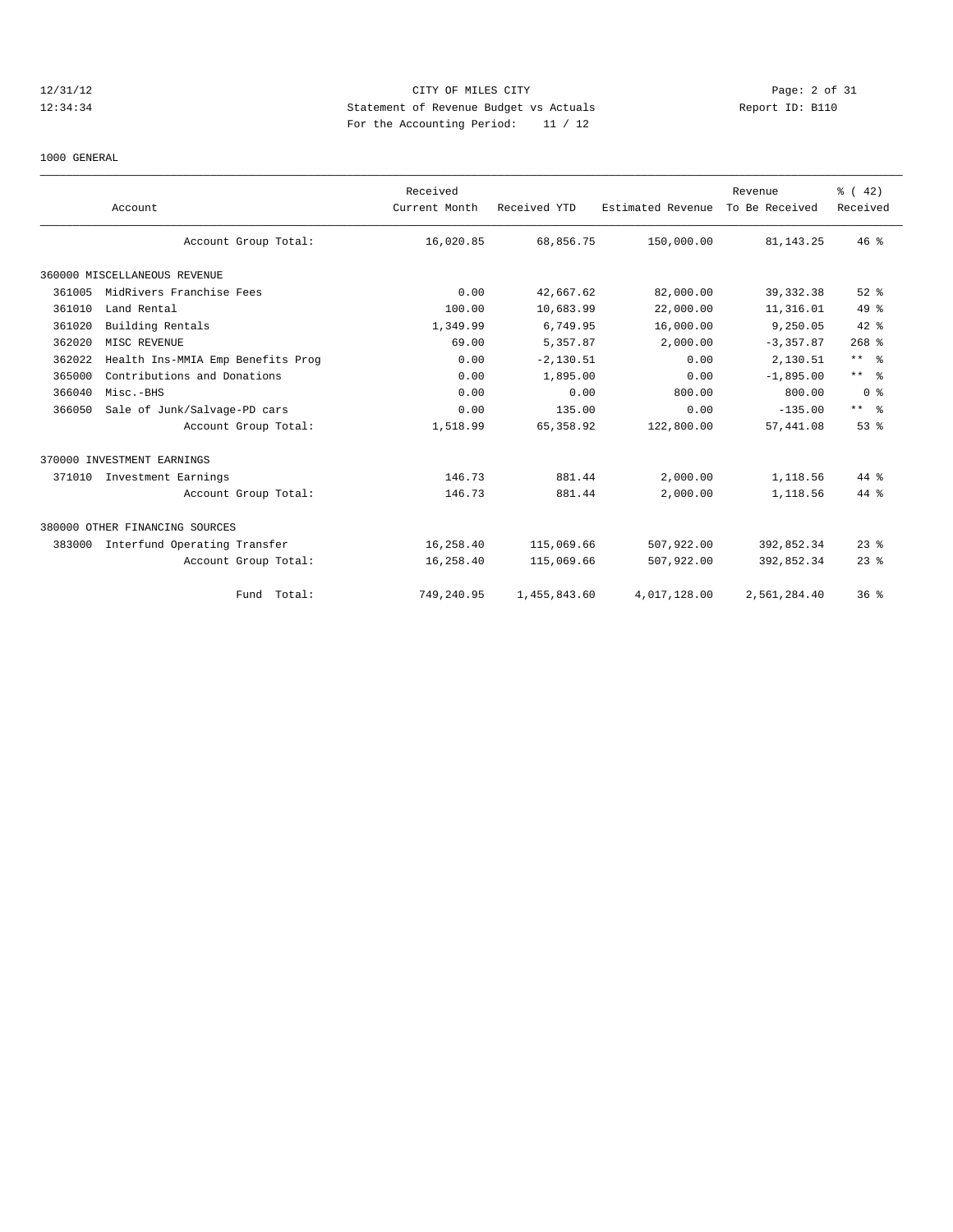# CITY OF MILES CITY

Statement of Revenue Budget vs Actuals

For the Accounting Period: 11 / 12

12/31/12
12:34:34

Report ID: B110

1000 GENERAL

| Account | | Received Current Month | Received YTD | Estimated Revenue | Revenue To Be Received | % ( 42) Received |
|---|---|---|---|---|---|---|
| | Account Group Total: | 16,020.85 | 68,856.75 | 150,000.00 | 81,143.25 | 46 % |
| 360000 MISCELLANEOUS REVENUE | | | | | | |
| 361005 | MidRivers Franchise Fees | 0.00 | 42,667.62 | 82,000.00 | 39,332.38 | 52 % |
| 361010 | Land Rental | 100.00 | 10,683.99 | 22,000.00 | 11,316.01 | 49 % |
| 361020 | Building Rentals | 1,349.99 | 6,749.95 | 16,000.00 | 9,250.05 | 42 % |
| 362020 | MISC REVENUE | 69.00 | 5,357.87 | 2,000.00 | -3,357.87 | 268 % |
| 362022 | Health Ins-MMIA Emp Benefits Prog | 0.00 | -2,130.51 | 0.00 | 2,130.51 | ** % |
| 365000 | Contributions and Donations | 0.00 | 1,895.00 | 0.00 | -1,895.00 | ** % |
| 366040 | Misc.-BHS | 0.00 | 0.00 | 800.00 | 800.00 | 0 % |
| 366050 | Sale of Junk/Salvage-PD cars | 0.00 | 135.00 | 0.00 | -135.00 | ** % |
| | Account Group Total: | 1,518.99 | 65,358.92 | 122,800.00 | 57,441.08 | 53 % |
| 370000 INVESTMENT EARNINGS | | | | | | |
| 371010 | Investment Earnings | 146.73 | 881.44 | 2,000.00 | 1,118.56 | 44 % |
| | Account Group Total: | 146.73 | 881.44 | 2,000.00 | 1,118.56 | 44 % |
| 380000 OTHER FINANCING SOURCES | | | | | | |
| 383000 | Interfund Operating Transfer | 16,258.40 | 115,069.66 | 507,922.00 | 392,852.34 | 23 % |
| | Account Group Total: | 16,258.40 | 115,069.66 | 507,922.00 | 392,852.34 | 23 % |
| | Fund Total: | 749,240.95 | 1,455,843.60 | 4,017,128.00 | 2,561,284.40 | 36 % |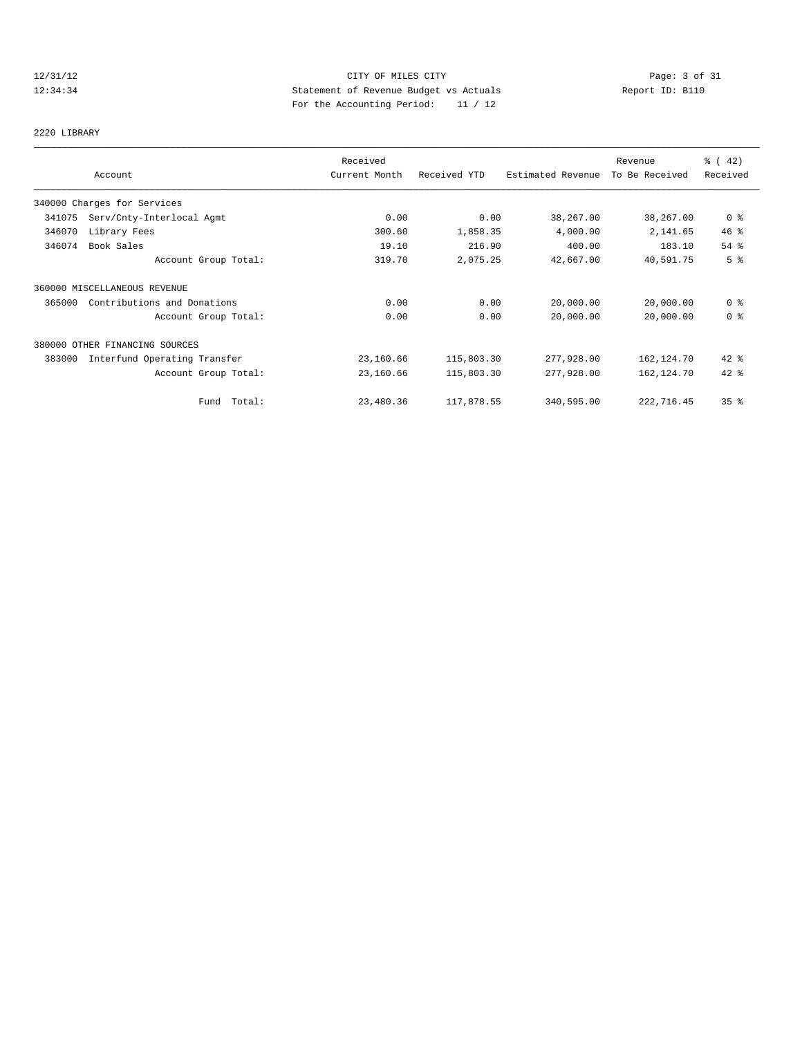CITY OF MILES CITY
Statement of Revenue Budget vs Actuals
For the Accounting Period: 11 / 12

12/31/12
12:34:34

Report ID: B110

2220 LIBRARY

| Account | Received Current Month | Received YTD | Estimated Revenue | Revenue To Be Received | % ( 42) Received |
|---|---|---|---|---|---|
| 340000 Charges for Services | | | | | |
| 341075 Serv/Cnty-Interlocal Agmt | 0.00 | 0.00 | 38,267.00 | 38,267.00 | 0 % |
| 346070 Library Fees | 300.60 | 1,858.35 | 4,000.00 | 2,141.65 | 46 % |
| 346074 Book Sales | 19.10 | 216.90 | 400.00 | 183.10 | 54 % |
| Account Group Total: | 319.70 | 2,075.25 | 42,667.00 | 40,591.75 | 5 % |
| 360000 MISCELLANEOUS REVENUE | | | | | |
| 365000 Contributions and Donations | 0.00 | 0.00 | 20,000.00 | 20,000.00 | 0 % |
| Account Group Total: | 0.00 | 0.00 | 20,000.00 | 20,000.00 | 0 % |
| 380000 OTHER FINANCING SOURCES | | | | | |
| 383000 Interfund Operating Transfer | 23,160.66 | 115,803.30 | 277,928.00 | 162,124.70 | 42 % |
| Account Group Total: | 23,160.66 | 115,803.30 | 277,928.00 | 162,124.70 | 42 % |
| Fund Total: | 23,480.36 | 117,878.55 | 340,595.00 | 222,716.45 | 35 % |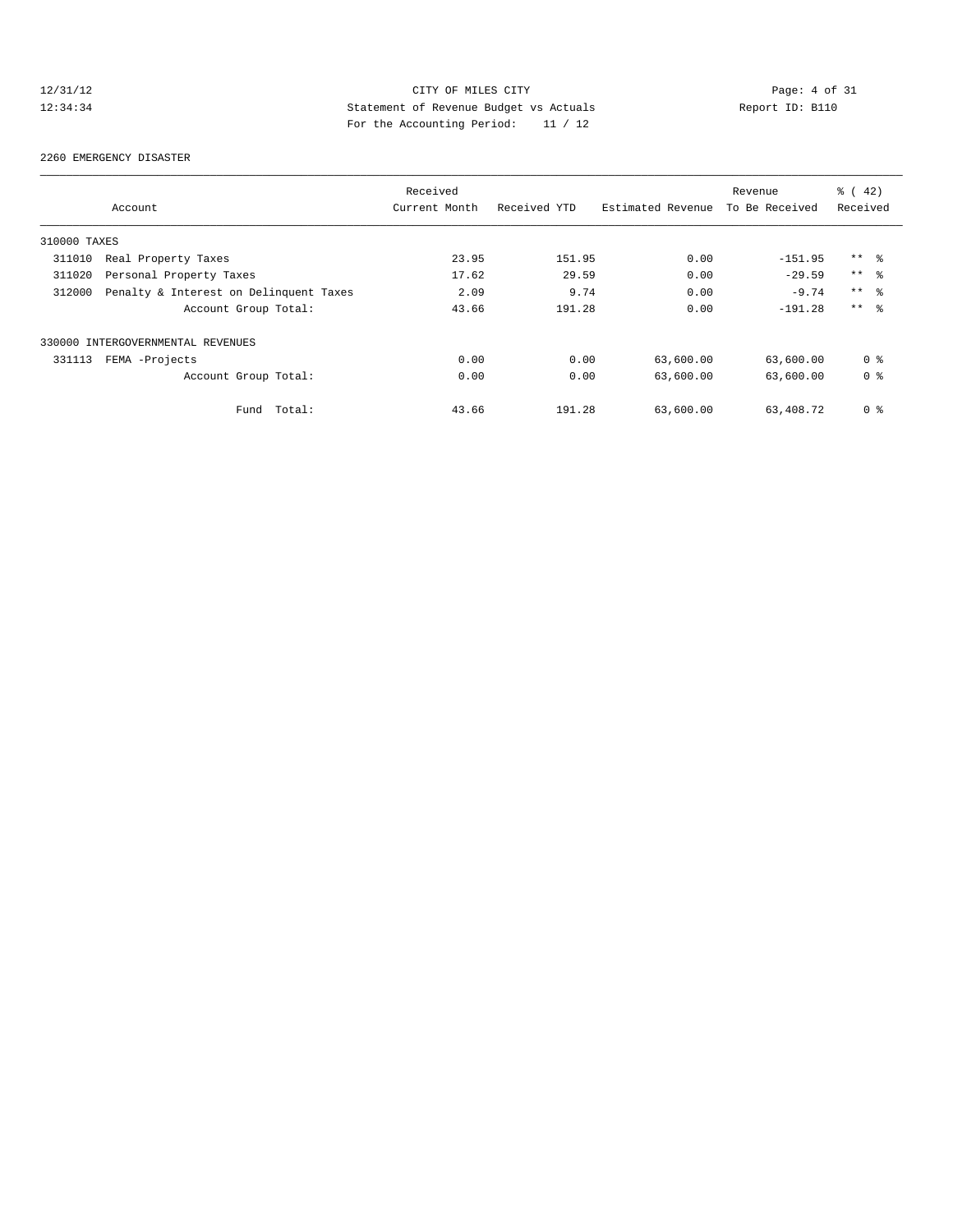CITY OF MILES CITY
Statement of Revenue Budget vs Actuals
For the Accounting Period: 11 / 12

12/31/12
12:34:34

Report ID: B110

2260 EMERGENCY DISASTER

| Account | Received Current Month | Received YTD | Estimated Revenue | Revenue To Be Received | % ( 42) Received |
|---|---|---|---|---|---|
| 310000 TAXES | | | | | |
| 311010 Real Property Taxes | 23.95 | 151.95 | 0.00 | -151.95 | ** % |
| 311020 Personal Property Taxes | 17.62 | 29.59 | 0.00 | -29.59 | ** % |
| 312000 Penalty & Interest on Delinquent Taxes | 2.09 | 9.74 | 0.00 | -9.74 | ** % |
| Account Group Total: | 43.66 | 191.28 | 0.00 | -191.28 | ** % |
| 330000 INTERGOVERNMENTAL REVENUES | | | | | |
| 331113 FEMA -Projects | 0.00 | 0.00 | 63,600.00 | 63,600.00 | 0 % |
| Account Group Total: | 0.00 | 0.00 | 63,600.00 | 63,600.00 | 0 % |
| Fund Total: | 43.66 | 191.28 | 63,600.00 | 63,408.72 | 0 % |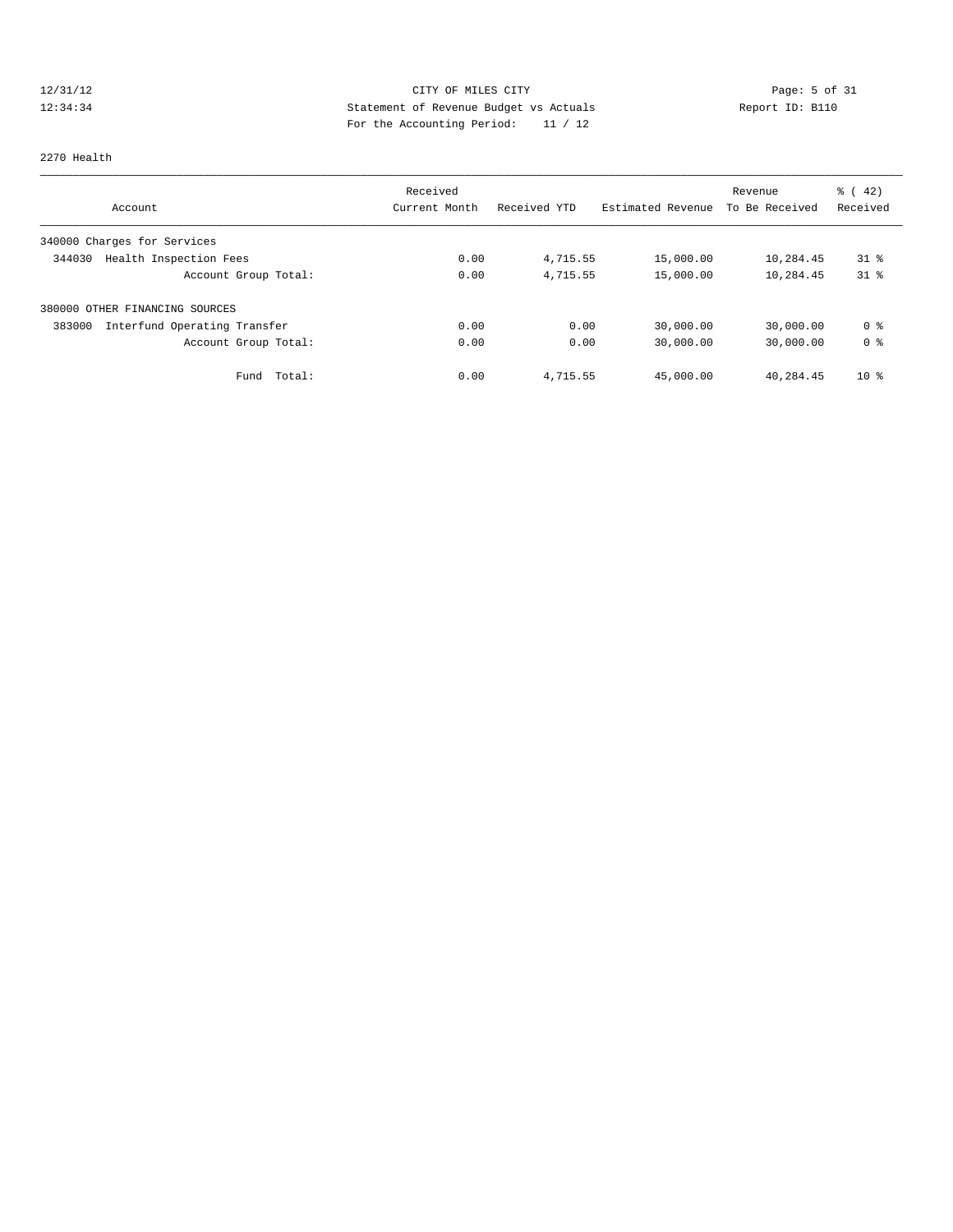12/31/12 CITY OF MILES CITY
12:34:34 Statement of Revenue Budget vs Actuals Report ID: B110
For the Accounting Period: 11 / 12

2270 Health

| Account | Received Current Month | Received YTD | Estimated Revenue | Revenue To Be Received | % ( 42) Received |
|---|---|---|---|---|---|
| 340000 Charges for Services | | | | | |
| 344030 Health Inspection Fees | 0.00 | 4,715.55 | 15,000.00 | 10,284.45 | 31 % |
| Account Group Total: | 0.00 | 4,715.55 | 15,000.00 | 10,284.45 | 31 % |
| 380000 OTHER FINANCING SOURCES | | | | | |
| 383000 Interfund Operating Transfer | 0.00 | 0.00 | 30,000.00 | 30,000.00 | 0 % |
| Account Group Total: | 0.00 | 0.00 | 30,000.00 | 30,000.00 | 0 % |
| Fund Total: | 0.00 | 4,715.55 | 45,000.00 | 40,284.45 | 10 % |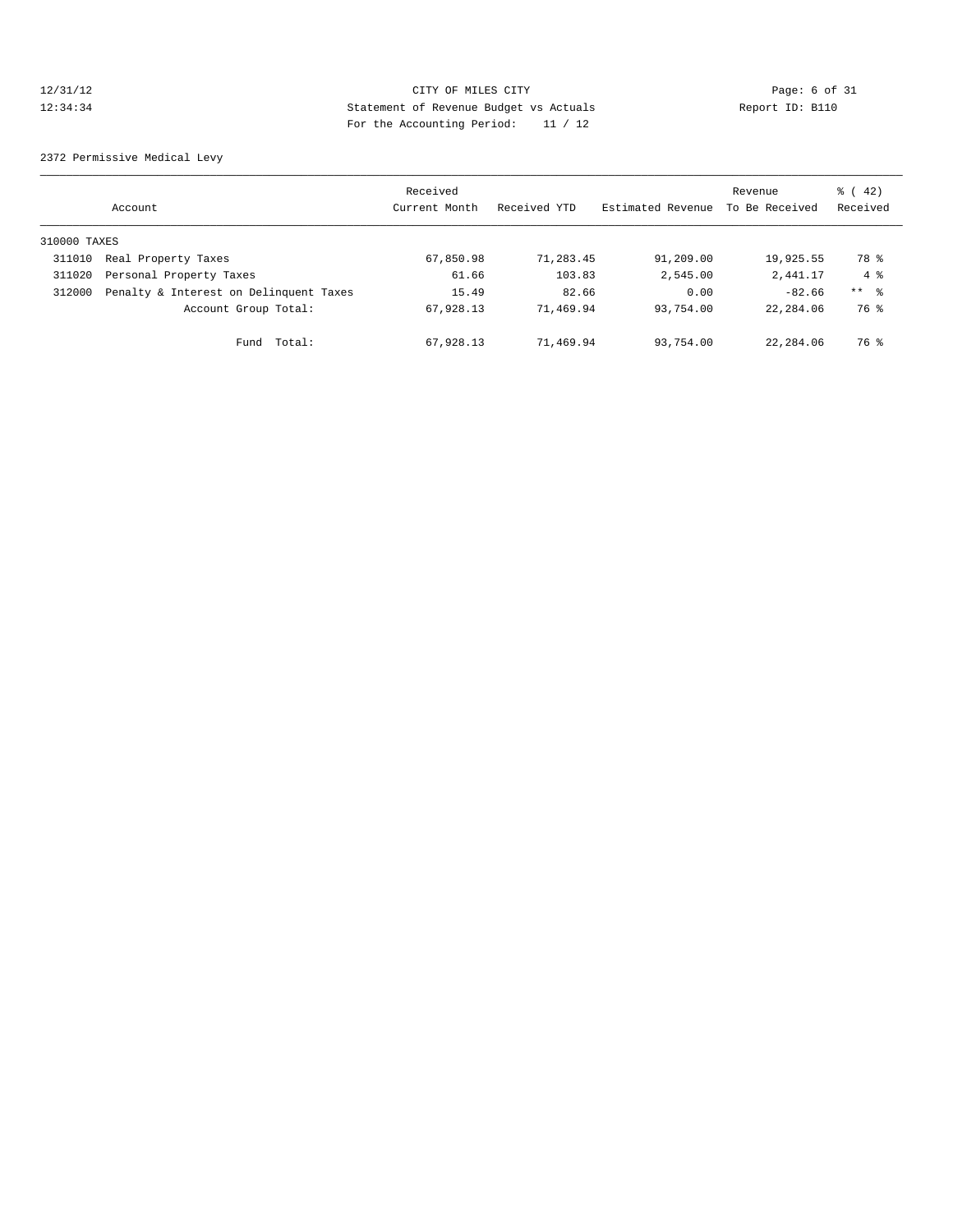CITY OF MILES CITY
Statement of Revenue Budget vs Actuals
For the Accounting Period: 11 / 12

12/31/12
12:34:34

Report ID: B110

2372 Permissive Medical Levy

| Account | | Received Current Month | Received YTD | Estimated Revenue | Revenue To Be Received | % ( 42) Received |
|---|---|---|---|---|---|---|
| 310000 TAXES | | | | | | |
| 311010 | Real Property Taxes | 67,850.98 | 71,283.45 | 91,209.00 | 19,925.55 | 78 % |
| 311020 | Personal Property Taxes | 61.66 | 103.83 | 2,545.00 | 2,441.17 | 4 % |
| 312000 | Penalty & Interest on Delinquent Taxes | 15.49 | 82.66 | 0.00 | -82.66 | ** % |
| | Account Group Total: | 67,928.13 | 71,469.94 | 93,754.00 | 22,284.06 | 76 % |
| | Fund Total: | 67,928.13 | 71,469.94 | 93,754.00 | 22,284.06 | 76 % |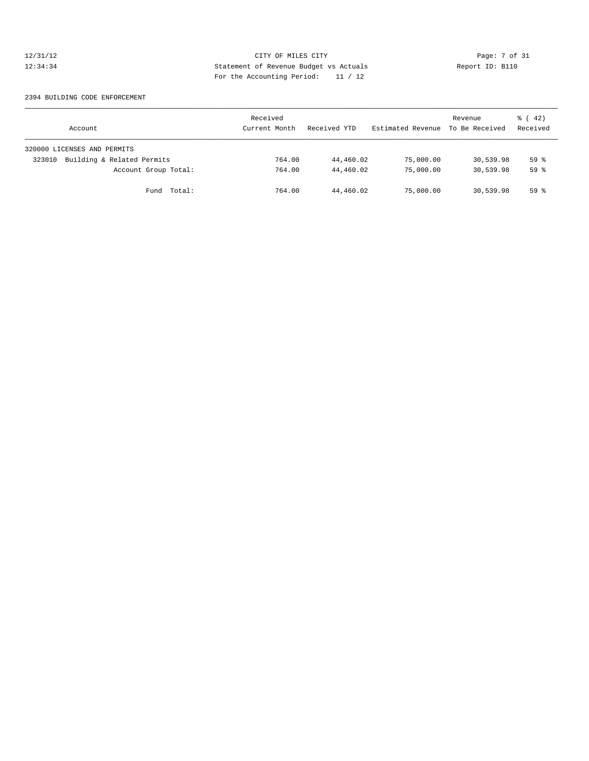CITY OF MILES CITY
Statement of Revenue Budget vs Actuals
For the Accounting Period: 11 / 12

2394 BUILDING CODE ENFORCEMENT

| Account | Received Current Month | Received YTD | Estimated Revenue | Revenue To Be Received | % ( 42) Received |
|---|---|---|---|---|---|
| 320000 LICENSES AND PERMITS | | | | | |
| 323010 Building & Related Permits | 764.00 | 44,460.02 | 75,000.00 | 30,539.98 | 59 % |
| Account Group Total: | 764.00 | 44,460.02 | 75,000.00 | 30,539.98 | 59 % |
| Fund Total: | 764.00 | 44,460.02 | 75,000.00 | 30,539.98 | 59 % |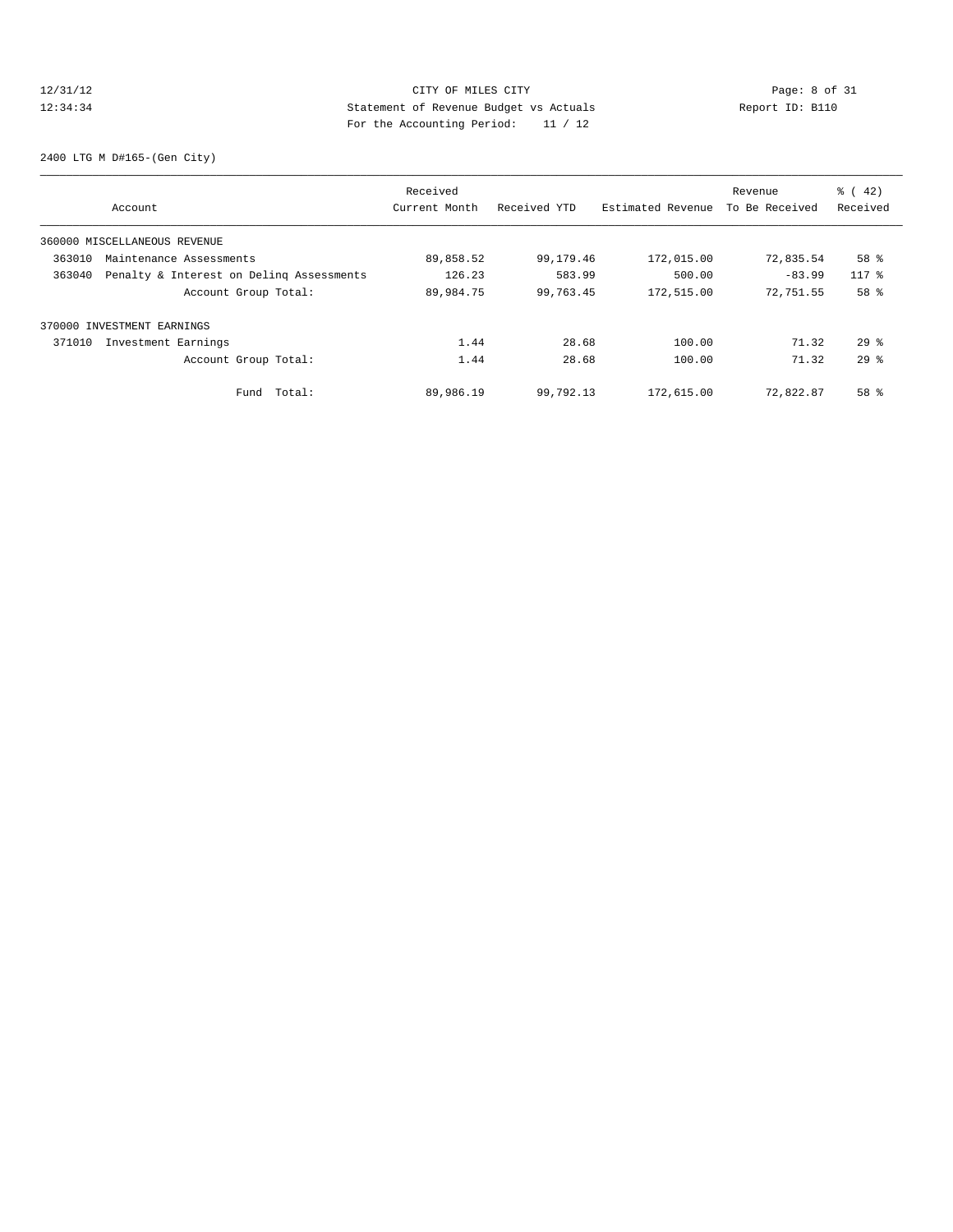CITY OF MILES CITY
Statement of Revenue Budget vs Actuals
For the Accounting Period: 11 / 12

2400 LTG M D#165-(Gen City)

| Account | Received Current Month | Received YTD | Estimated Revenue | Revenue To Be Received | % ( 42) Received |
|---|---|---|---|---|---|
| 360000 MISCELLANEOUS REVENUE | | | | | |
| 363010 Maintenance Assessments | 89,858.52 | 99,179.46 | 172,015.00 | 72,835.54 | 58 % |
| 363040 Penalty & Interest on Delinq Assessments | 126.23 | 583.99 | 500.00 | -83.99 | 117 % |
| Account Group Total: | 89,984.75 | 99,763.45 | 172,515.00 | 72,751.55 | 58 % |
| 370000 INVESTMENT EARNINGS | | | | | |
| 371010 Investment Earnings | 1.44 | 28.68 | 100.00 | 71.32 | 29 % |
| Account Group Total: | 1.44 | 28.68 | 100.00 | 71.32 | 29 % |
| Fund Total: | 89,986.19 | 99,792.13 | 172,615.00 | 72,822.87 | 58 % |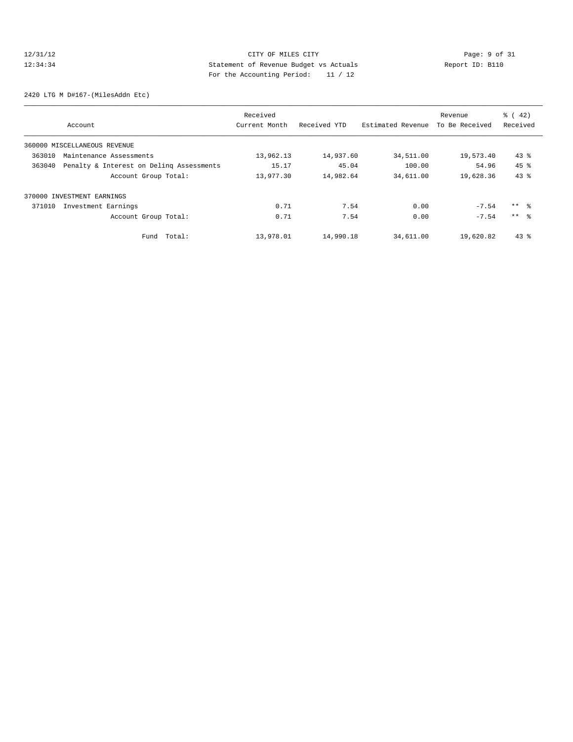CITY OF MILES CITY
Statement of Revenue Budget vs Actuals
For the Accounting Period: 11 / 12

12/31/12
12:34:34

Report ID: B110

2420 LTG M D#167-(MilesAddn Etc)

| Account | Received Current Month | Received YTD | Estimated Revenue | Revenue To Be Received | % ( 42) Received |
|---|---|---|---|---|---|
| 360000 MISCELLANEOUS REVENUE | | | | | |
| 363010 Maintenance Assessments | 13,962.13 | 14,937.60 | 34,511.00 | 19,573.40 | 43 % |
| 363040 Penalty & Interest on Delinq Assessments | 15.17 | 45.04 | 100.00 | 54.96 | 45 % |
| Account Group Total: | 13,977.30 | 14,982.64 | 34,611.00 | 19,628.36 | 43 % |
| 370000 INVESTMENT EARNINGS | | | | | |
| 371010 Investment Earnings | 0.71 | 7.54 | 0.00 | -7.54 | ** % |
| Account Group Total: | 0.71 | 7.54 | 0.00 | -7.54 | ** % |
| Fund Total: | 13,978.01 | 14,990.18 | 34,611.00 | 19,620.82 | 43 % |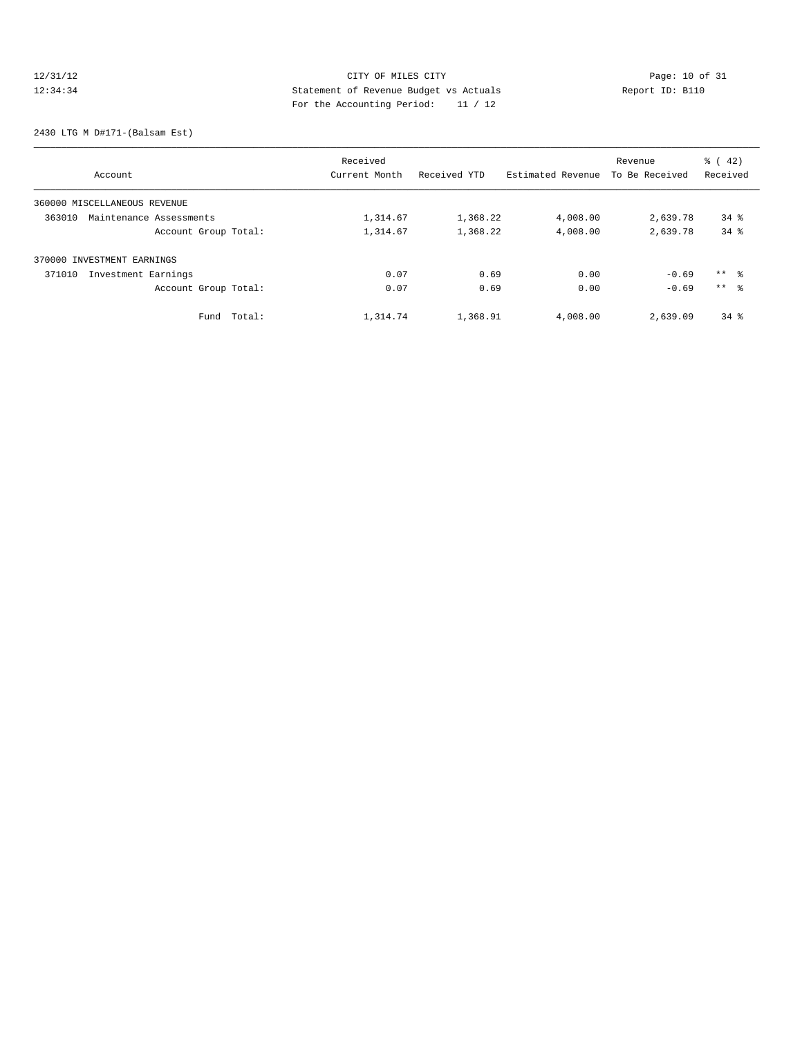CITY OF MILES CITY
Statement of Revenue Budget vs Actuals
For the Accounting Period: 11 / 12

2430 LTG M D#171-(Balsam Est)

| Account | Received Current Month | Received YTD | Estimated Revenue | Revenue To Be Received | % ( 42) Received |
|---|---|---|---|---|---|
| 360000 MISCELLANEOUS REVENUE | | | | | |
| 363010 Maintenance Assessments | 1,314.67 | 1,368.22 | 4,008.00 | 2,639.78 | 34 % |
| Account Group Total: | 1,314.67 | 1,368.22 | 4,008.00 | 2,639.78 | 34 % |
| 370000 INVESTMENT EARNINGS | | | | | |
| 371010 Investment Earnings | 0.07 | 0.69 | 0.00 | -0.69 | ** % |
| Account Group Total: | 0.07 | 0.69 | 0.00 | -0.69 | ** % |
| Fund Total: | 1,314.74 | 1,368.91 | 4,008.00 | 2,639.09 | 34 % |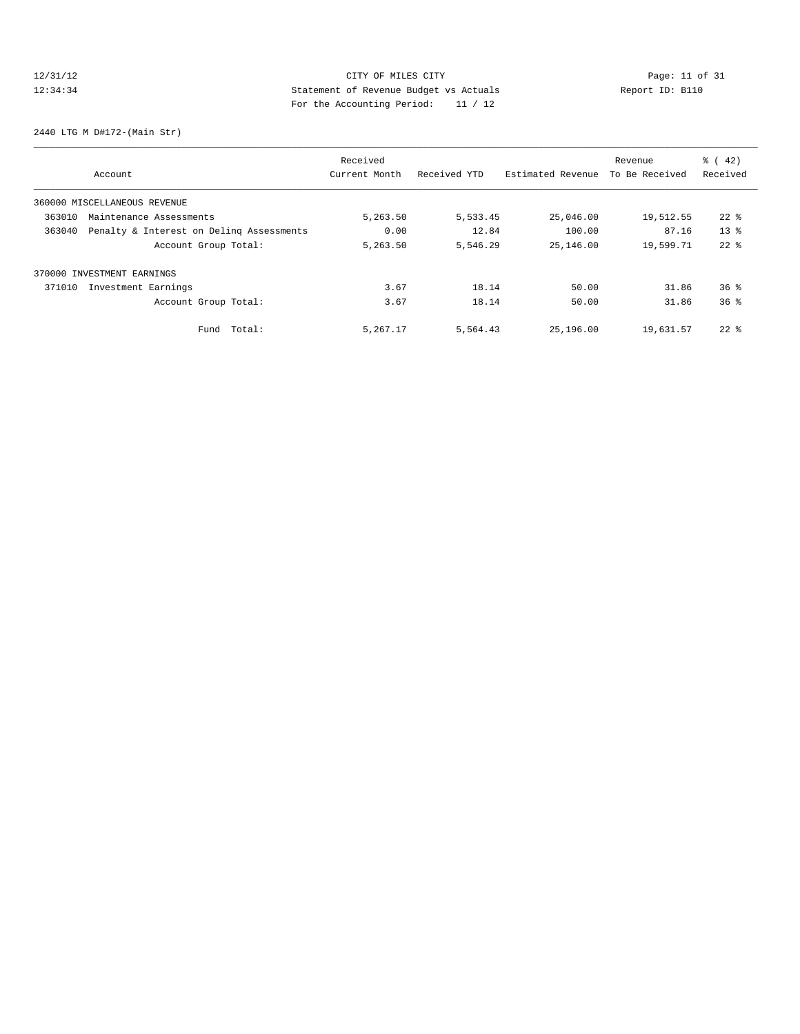CITY OF MILES CITY
Statement of Revenue Budget vs Actuals
For the Accounting Period: 11 / 12

12/31/12
12:34:34
Report ID: B110

2440 LTG M D#172-(Main Str)

| Account | Received Current Month | Received YTD | Estimated Revenue | Revenue To Be Received | % ( 42) Received |
|---|---|---|---|---|---|
| 360000 MISCELLANEOUS REVENUE | | | | | |
| 363010 Maintenance Assessments | 5,263.50 | 5,533.45 | 25,046.00 | 19,512.55 | 22 % |
| 363040 Penalty & Interest on Delinq Assessments | 0.00 | 12.84 | 100.00 | 87.16 | 13 % |
| Account Group Total: | 5,263.50 | 5,546.29 | 25,146.00 | 19,599.71 | 22 % |
| 370000 INVESTMENT EARNINGS | | | | | |
| 371010 Investment Earnings | 3.67 | 18.14 | 50.00 | 31.86 | 36 % |
| Account Group Total: | 3.67 | 18.14 | 50.00 | 31.86 | 36 % |
| Fund Total: | 5,267.17 | 5,564.43 | 25,196.00 | 19,631.57 | 22 % |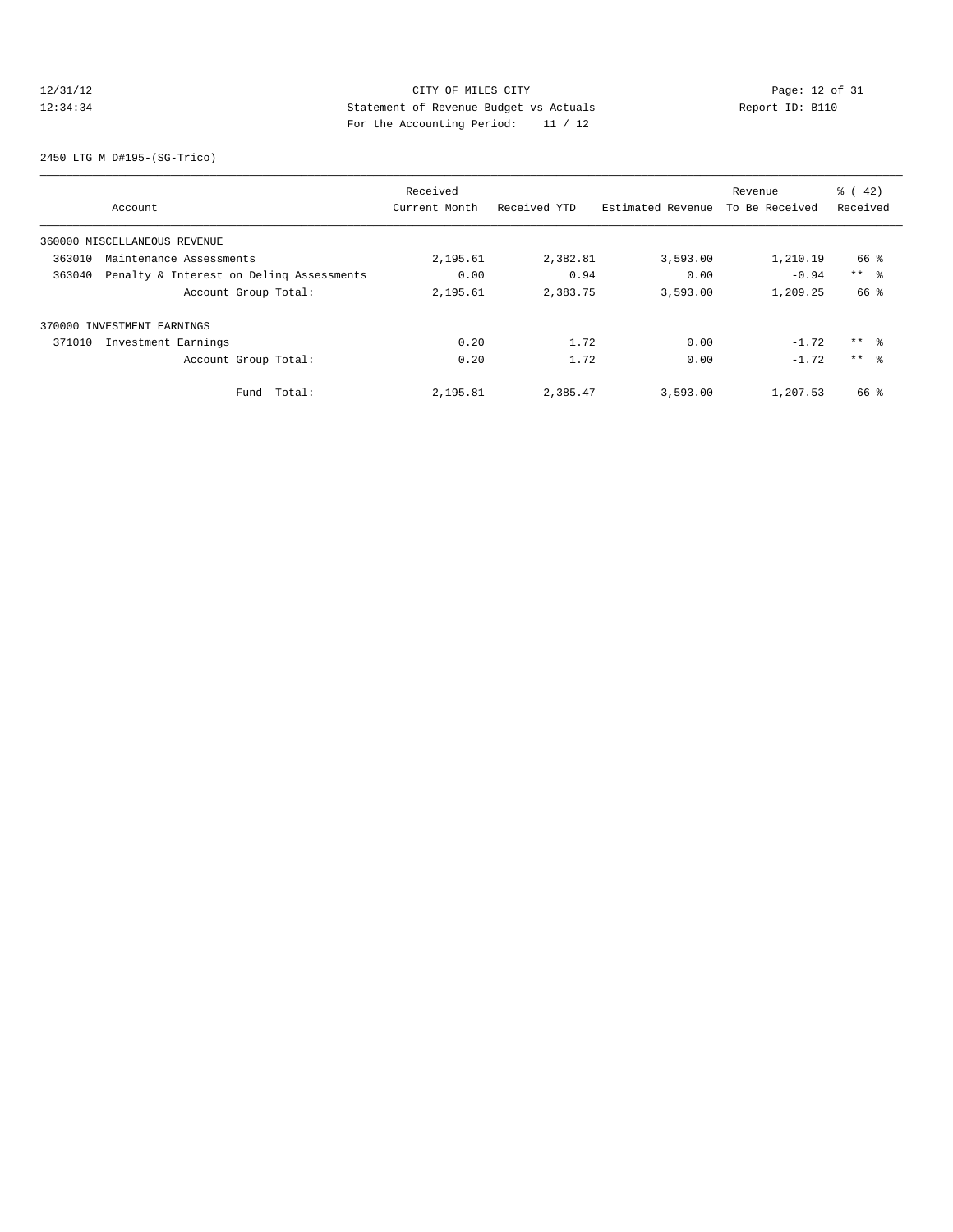12/31/12 CITY OF MILES CITY
12:34:34 Statement of Revenue Budget vs Actuals Report ID: B110
For the Accounting Period: 11 / 12

2450 LTG M D#195-(SG-Trico)

| Account | Received Current Month | Received YTD | Estimated Revenue | Revenue To Be Received | % ( 42) Received |
|---|---|---|---|---|---|
| 360000 MISCELLANEOUS REVENUE | | | | | |
| 363010 Maintenance Assessments | 2,195.61 | 2,382.81 | 3,593.00 | 1,210.19 | 66 % |
| 363040 Penalty & Interest on Delinq Assessments | 0.00 | 0.94 | 0.00 | -0.94 | ** % |
| Account Group Total: | 2,195.61 | 2,383.75 | 3,593.00 | 1,209.25 | 66 % |
| 370000 INVESTMENT EARNINGS | | | | | |
| 371010 Investment Earnings | 0.20 | 1.72 | 0.00 | -1.72 | ** % |
| Account Group Total: | 0.20 | 1.72 | 0.00 | -1.72 | ** % |
| Fund Total: | 2,195.81 | 2,385.47 | 3,593.00 | 1,207.53 | 66 % |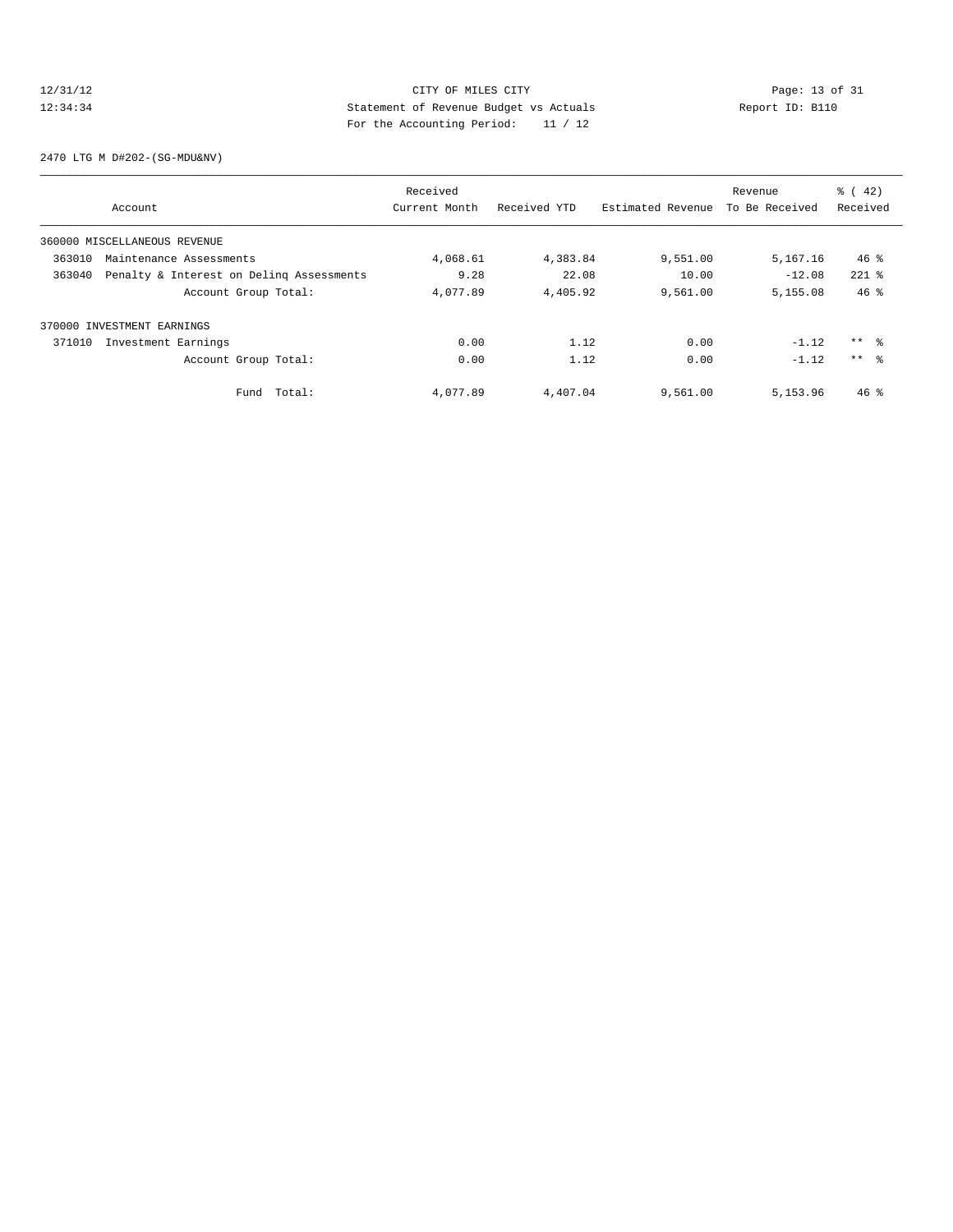CITY OF MILES CITY
Statement of Revenue Budget vs Actuals
For the Accounting Period: 11 / 12

2470 LTG M D#202-(SG-MDU&NV)

| Account | Received Current Month | Received YTD | Estimated Revenue | Revenue To Be Received | % ( 42) Received |
|---|---|---|---|---|---|
| 360000 MISCELLANEOUS REVENUE | | | | | |
| 363010 Maintenance Assessments | 4,068.61 | 4,383.84 | 9,551.00 | 5,167.16 | 46 % |
| 363040 Penalty & Interest on Delinq Assessments | 9.28 | 22.08 | 10.00 | -12.08 | 221 % |
| Account Group Total: | 4,077.89 | 4,405.92 | 9,561.00 | 5,155.08 | 46 % |
| 370000 INVESTMENT EARNINGS | | | | | |
| 371010 Investment Earnings | 0.00 | 1.12 | 0.00 | -1.12 | ** % |
| Account Group Total: | 0.00 | 1.12 | 0.00 | -1.12 | ** % |
| Fund Total: | 4,077.89 | 4,407.04 | 9,561.00 | 5,153.96 | 46 % |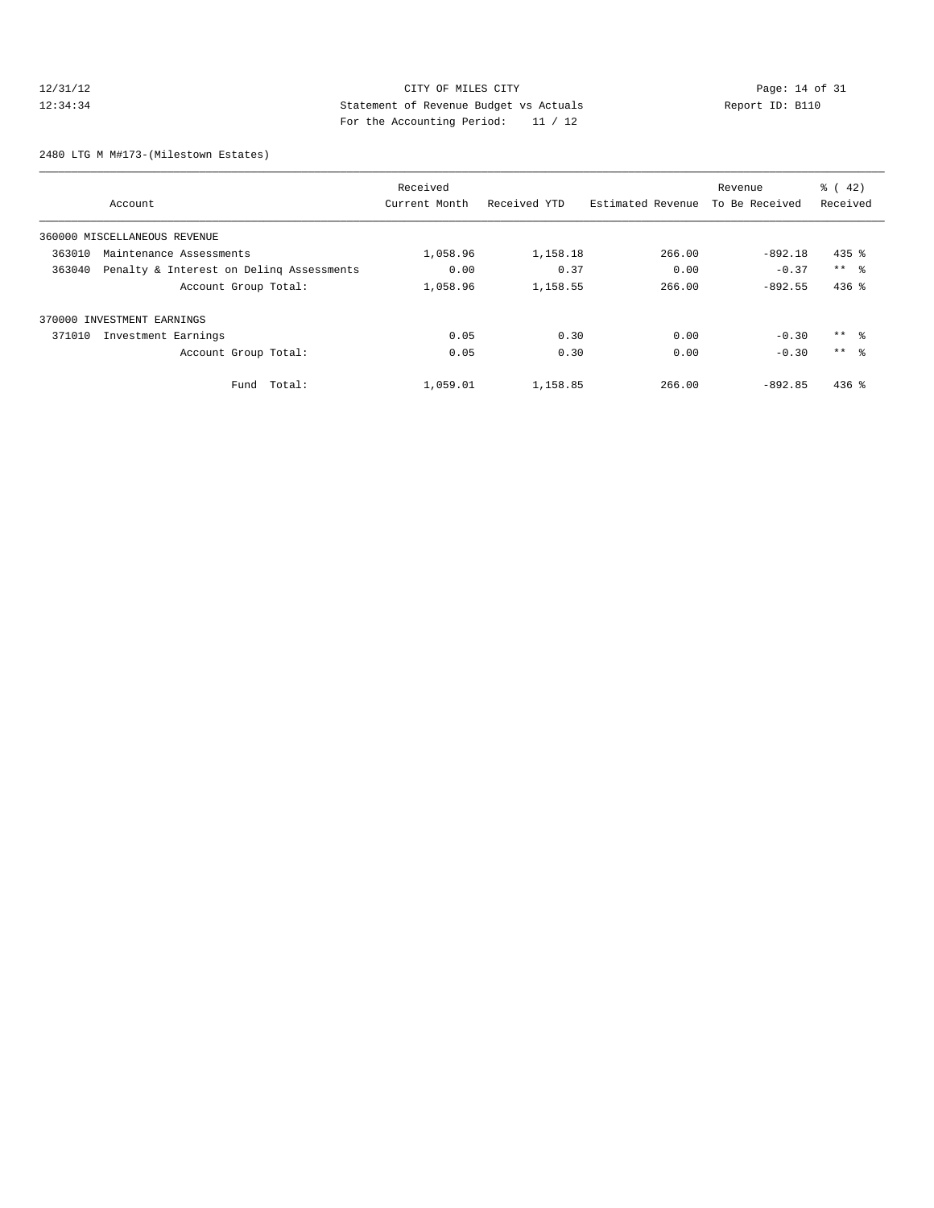12/31/12 CITY OF MILES CITY
12:34:34 Statement of Revenue Budget vs Actuals Report ID: B110
For the Accounting Period: 11 / 12

2480 LTG M M#173-(Milestown Estates)

| Account | Received Current Month | Received YTD | Estimated Revenue | Revenue To Be Received | % ( 42) Received |
|---|---|---|---|---|---|
| 360000 MISCELLANEOUS REVENUE | | | | | |
| 363010 Maintenance Assessments | 1,058.96 | 1,158.18 | 266.00 | -892.18 | 435 % |
| 363040 Penalty & Interest on Delinq Assessments | 0.00 | 0.37 | 0.00 | -0.37 | ** % |
| Account Group Total: | 1,058.96 | 1,158.55 | 266.00 | -892.55 | 436 % |
| 370000 INVESTMENT EARNINGS | | | | | |
| 371010 Investment Earnings | 0.05 | 0.30 | 0.00 | -0.30 | ** % |
| Account Group Total: | 0.05 | 0.30 | 0.00 | -0.30 | ** % |
| Fund Total: | 1,059.01 | 1,158.85 | 266.00 | -892.85 | 436 % |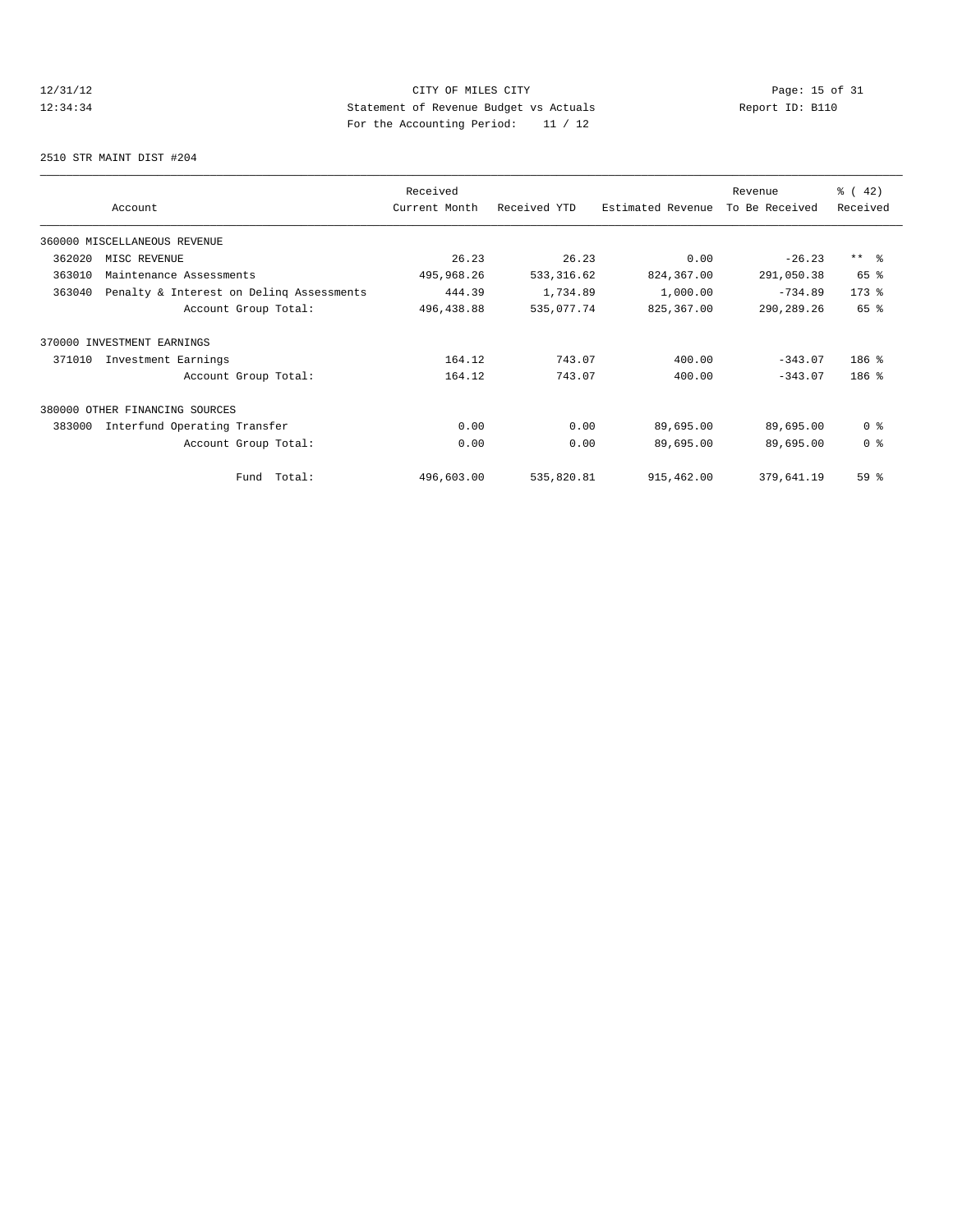CITY OF MILES CITY
Statement of Revenue Budget vs Actuals
For the Accounting Period: 11 / 12

12/31/12
12:34:34

Report ID: B110

2510 STR MAINT DIST #204

| Account | Received Current Month | Received YTD | Estimated Revenue | Revenue To Be Received | % ( 42) Received |
|---|---|---|---|---|---|
| 360000 MISCELLANEOUS REVENUE | | | | | |
| 362020 MISC REVENUE | 26.23 | 26.23 | 0.00 | -26.23 | ** % |
| 363010 Maintenance Assessments | 495,968.26 | 533,316.62 | 824,367.00 | 291,050.38 | 65 % |
| 363040 Penalty & Interest on Delinq Assessments | 444.39 | 1,734.89 | 1,000.00 | -734.89 | 173 % |
| Account Group Total: | 496,438.88 | 535,077.74 | 825,367.00 | 290,289.26 | 65 % |
| 370000 INVESTMENT EARNINGS | | | | | |
| 371010 Investment Earnings | 164.12 | 743.07 | 400.00 | -343.07 | 186 % |
| Account Group Total: | 164.12 | 743.07 | 400.00 | -343.07 | 186 % |
| 380000 OTHER FINANCING SOURCES | | | | | |
| 383000 Interfund Operating Transfer | 0.00 | 0.00 | 89,695.00 | 89,695.00 | 0 % |
| Account Group Total: | 0.00 | 0.00 | 89,695.00 | 89,695.00 | 0 % |
| Fund Total: | 496,603.00 | 535,820.81 | 915,462.00 | 379,641.19 | 59 % |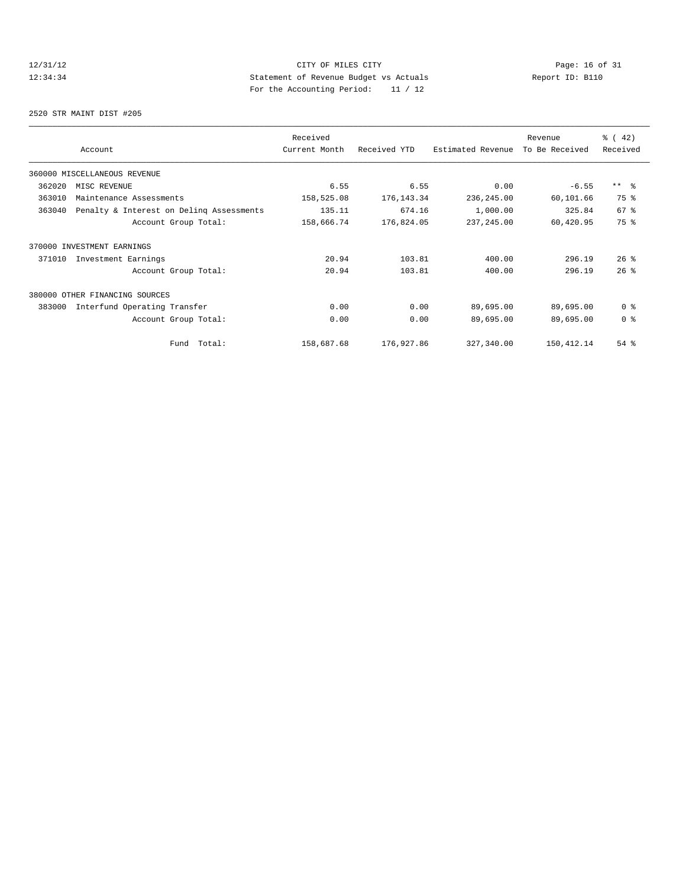CITY OF MILES CITY
Statement of Revenue Budget vs Actuals
For the Accounting Period: 11 / 12

12/31/12
12:34:34

Report ID: B110

2520 STR MAINT DIST #205

| Account | Received Current Month | Received YTD | Estimated Revenue | Revenue To Be Received | % ( 42) Received |
|---|---|---|---|---|---|
| 360000 MISCELLANEOUS REVENUE | | | | | |
| 362020 MISC REVENUE | 6.55 | 6.55 | 0.00 | -6.55 | ** % |
| 363010 Maintenance Assessments | 158,525.08 | 176,143.34 | 236,245.00 | 60,101.66 | 75 % |
| 363040 Penalty & Interest on Delinq Assessments | 135.11 | 674.16 | 1,000.00 | 325.84 | 67 % |
| Account Group Total: | 158,666.74 | 176,824.05 | 237,245.00 | 60,420.95 | 75 % |
| 370000 INVESTMENT EARNINGS | | | | | |
| 371010 Investment Earnings | 20.94 | 103.81 | 400.00 | 296.19 | 26 % |
| Account Group Total: | 20.94 | 103.81 | 400.00 | 296.19 | 26 % |
| 380000 OTHER FINANCING SOURCES | | | | | |
| 383000 Interfund Operating Transfer | 0.00 | 0.00 | 89,695.00 | 89,695.00 | 0 % |
| Account Group Total: | 0.00 | 0.00 | 89,695.00 | 89,695.00 | 0 % |
| Fund Total: | 158,687.68 | 176,927.86 | 327,340.00 | 150,412.14 | 54 % |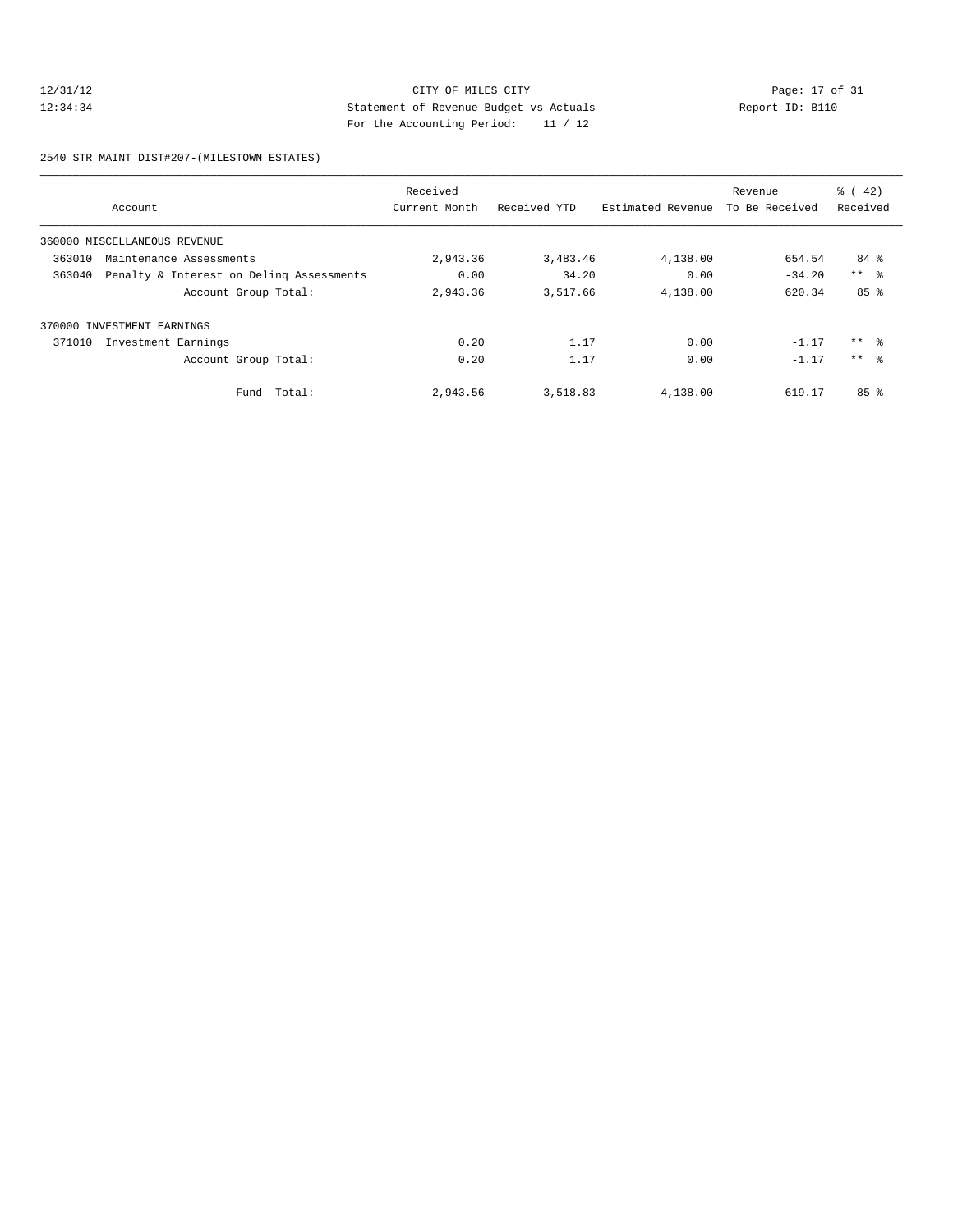CITY OF MILES CITY
Statement of Revenue Budget vs Actuals
For the Accounting Period: 11 / 12

12/31/12
12:34:34

Report ID: B110

2540 STR MAINT DIST#207-(MILESTOWN ESTATES)

| Account | Received Current Month | Received YTD | Estimated Revenue | Revenue To Be Received | % ( 42) Received |
|---|---|---|---|---|---|
| 360000 MISCELLANEOUS REVENUE | | | | | |
| 363010 Maintenance Assessments | 2,943.36 | 3,483.46 | 4,138.00 | 654.54 | 84 % |
| 363040 Penalty & Interest on Delinq Assessments | 0.00 | 34.20 | 0.00 | -34.20 | ** % |
| Account Group Total: | 2,943.36 | 3,517.66 | 4,138.00 | 620.34 | 85 % |
| 370000 INVESTMENT EARNINGS | | | | | |
| 371010 Investment Earnings | 0.20 | 1.17 | 0.00 | -1.17 | ** % |
| Account Group Total: | 0.20 | 1.17 | 0.00 | -1.17 | ** % |
| Fund Total: | 2,943.56 | 3,518.83 | 4,138.00 | 619.17 | 85 % |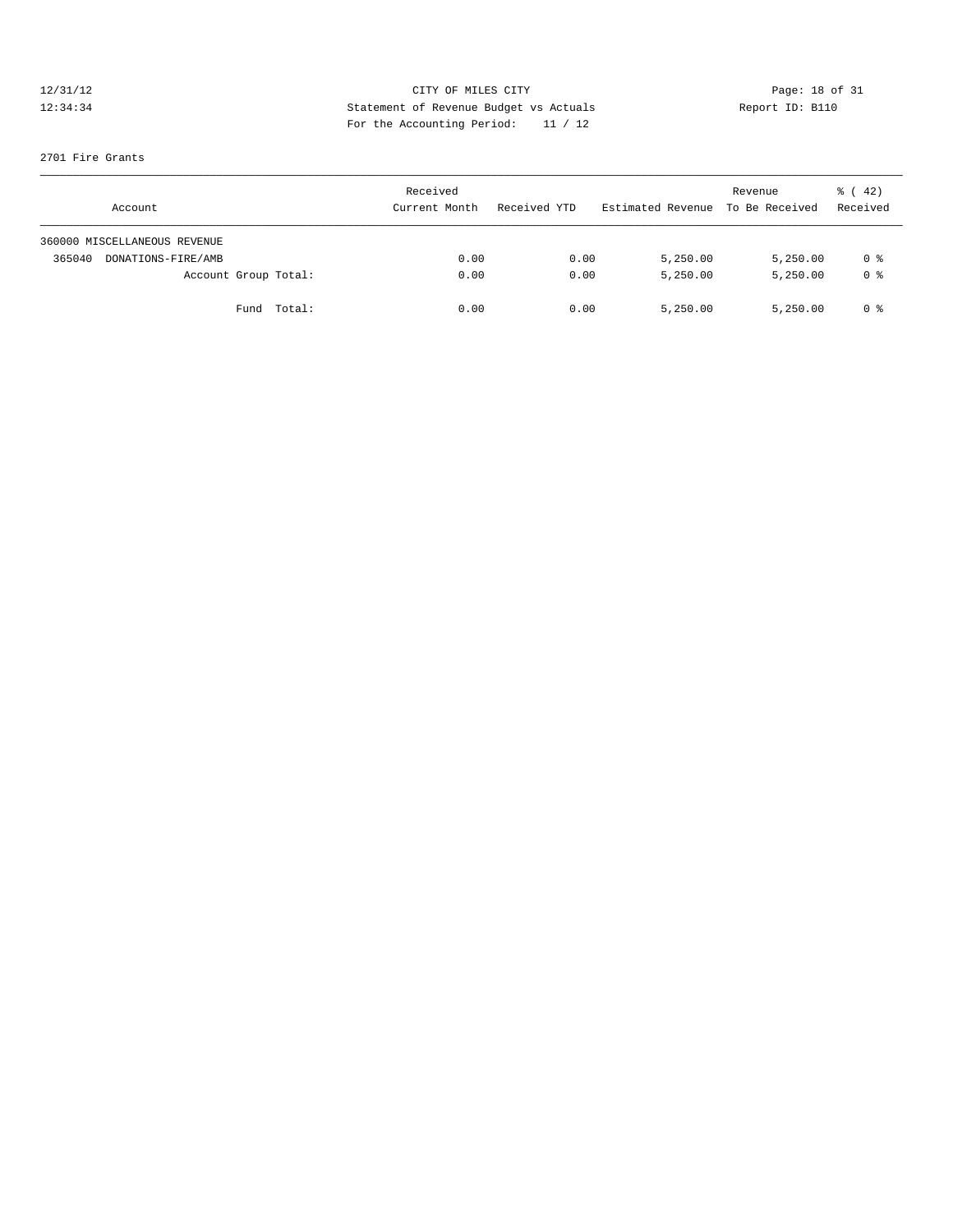12/31/12 CITY OF MILES CITY
12:34:34 Statement of Revenue Budget vs Actuals Report ID: B110
For the Accounting Period: 11 / 12

2701 Fire Grants

| Account | Received Current Month | Received YTD | Estimated Revenue | Revenue To Be Received | % ( 42) Received |
|---|---|---|---|---|---|
| 360000 MISCELLANEOUS REVENUE | | | | | |
| 365040 DONATIONS-FIRE/AMB | 0.00 | 0.00 | 5,250.00 | 5,250.00 | 0 % |
| Account Group Total: | 0.00 | 0.00 | 5,250.00 | 5,250.00 | 0 % |
| Fund Total: | 0.00 | 0.00 | 5,250.00 | 5,250.00 | 0 % |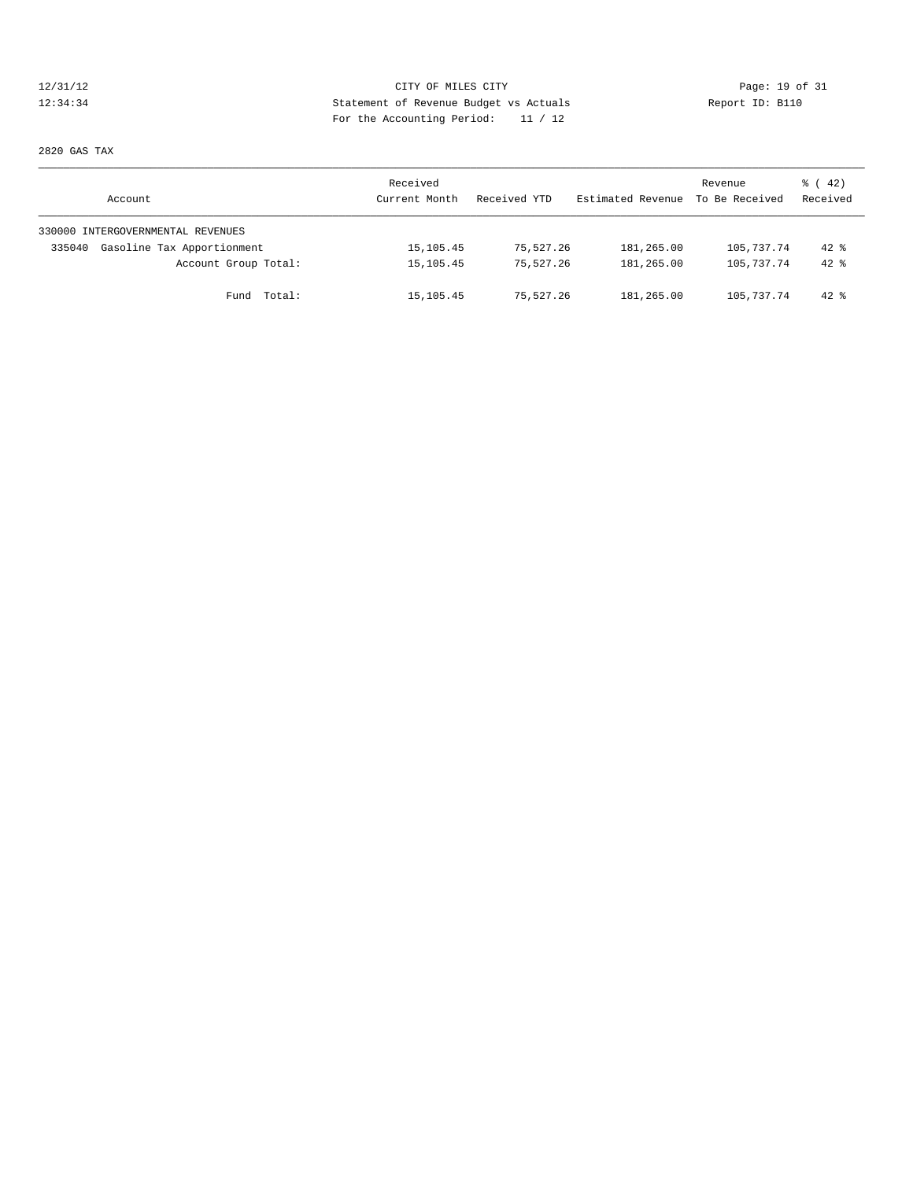CITY OF MILES CITY
Statement of Revenue Budget vs Actuals
For the Accounting Period: 11 / 12

2820 GAS TAX

| Account | Received Current Month | Received YTD | Estimated Revenue | Revenue To Be Received | % ( 42) Received |
|---|---|---|---|---|---|
| 330000 INTERGOVERNMENTAL REVENUES | | | | | |
| 335040 Gasoline Tax Apportionment | 15,105.45 | 75,527.26 | 181,265.00 | 105,737.74 | 42 % |
| Account Group Total: | 15,105.45 | 75,527.26 | 181,265.00 | 105,737.74 | 42 % |
| Fund Total: | 15,105.45 | 75,527.26 | 181,265.00 | 105,737.74 | 42 % |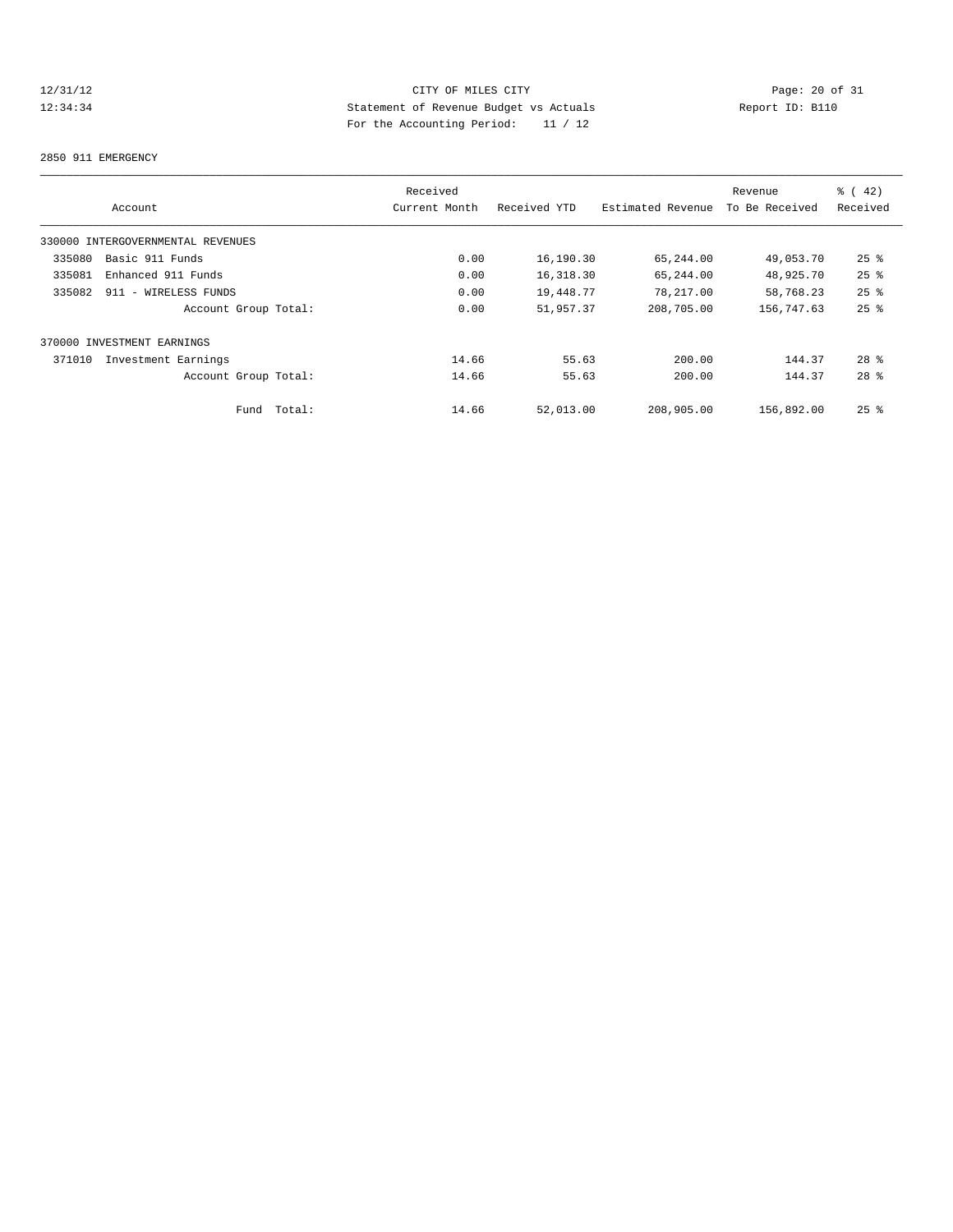12/31/12 CITY OF MILES CITY
12:34:34 Statement of Revenue Budget vs Actuals Report ID: B110
For the Accounting Period: 11 / 12

2850 911 EMERGENCY

| Account | Received Current Month | Received YTD | Estimated Revenue | Revenue To Be Received | % ( 42) Received |
|---|---|---|---|---|---|
| 330000 INTERGOVERNMENTAL REVENUES | | | | | |
| 335080 Basic 911 Funds | 0.00 | 16,190.30 | 65,244.00 | 49,053.70 | 25 % |
| 335081 Enhanced 911 Funds | 0.00 | 16,318.30 | 65,244.00 | 48,925.70 | 25 % |
| 335082 911 - WIRELESS FUNDS | 0.00 | 19,448.77 | 78,217.00 | 58,768.23 | 25 % |
| Account Group Total: | 0.00 | 51,957.37 | 208,705.00 | 156,747.63 | 25 % |
| 370000 INVESTMENT EARNINGS | | | | | |
| 371010 Investment Earnings | 14.66 | 55.63 | 200.00 | 144.37 | 28 % |
| Account Group Total: | 14.66 | 55.63 | 200.00 | 144.37 | 28 % |
| Fund Total: | 14.66 | 52,013.00 | 208,905.00 | 156,892.00 | 25 % |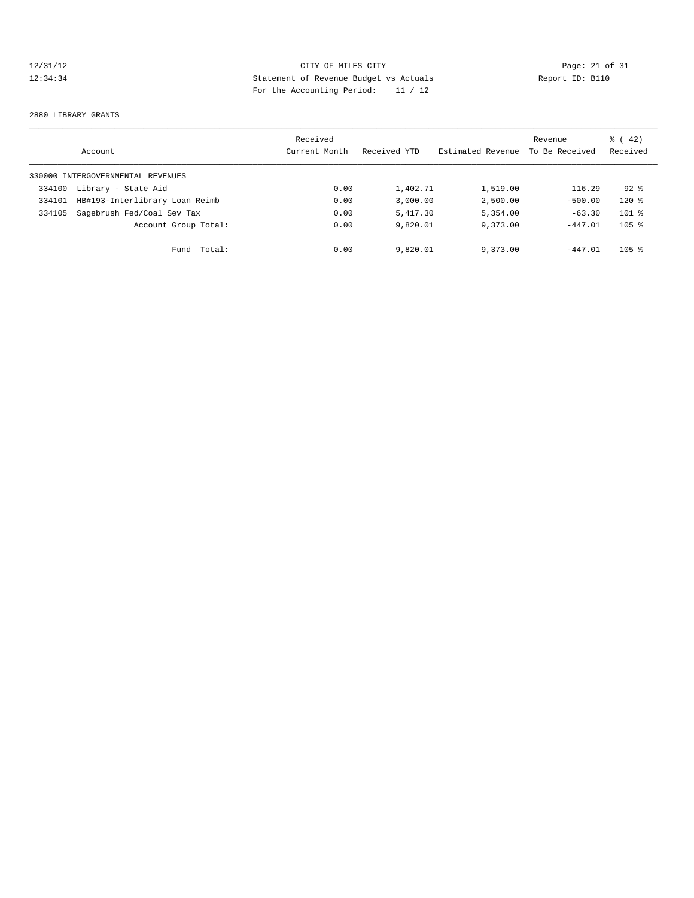12/31/12 CITY OF MILES CITY
12:34:34 Statement of Revenue Budget vs Actuals Report ID: B110
For the Accounting Period: 11 / 12

2880 LIBRARY GRANTS

| Account | | Received Current Month | Received YTD | Estimated Revenue | Revenue To Be Received | % ( 42) Received |
|---|---|---|---|---|---|---|
| 330000 INTERGOVERNMENTAL REVENUES | | | | | | |
| 334100 | Library - State Aid | 0.00 | 1,402.71 | 1,519.00 | 116.29 | 92 % |
| 334101 | HB#193-Interlibrary Loan Reimb | 0.00 | 3,000.00 | 2,500.00 | -500.00 | 120 % |
| 334105 | Sagebrush Fed/Coal Sev Tax | 0.00 | 5,417.30 | 5,354.00 | -63.30 | 101 % |
| | Account Group Total: | 0.00 | 9,820.01 | 9,373.00 | -447.01 | 105 % |
| | Fund Total: | 0.00 | 9,820.01 | 9,373.00 | -447.01 | 105 % |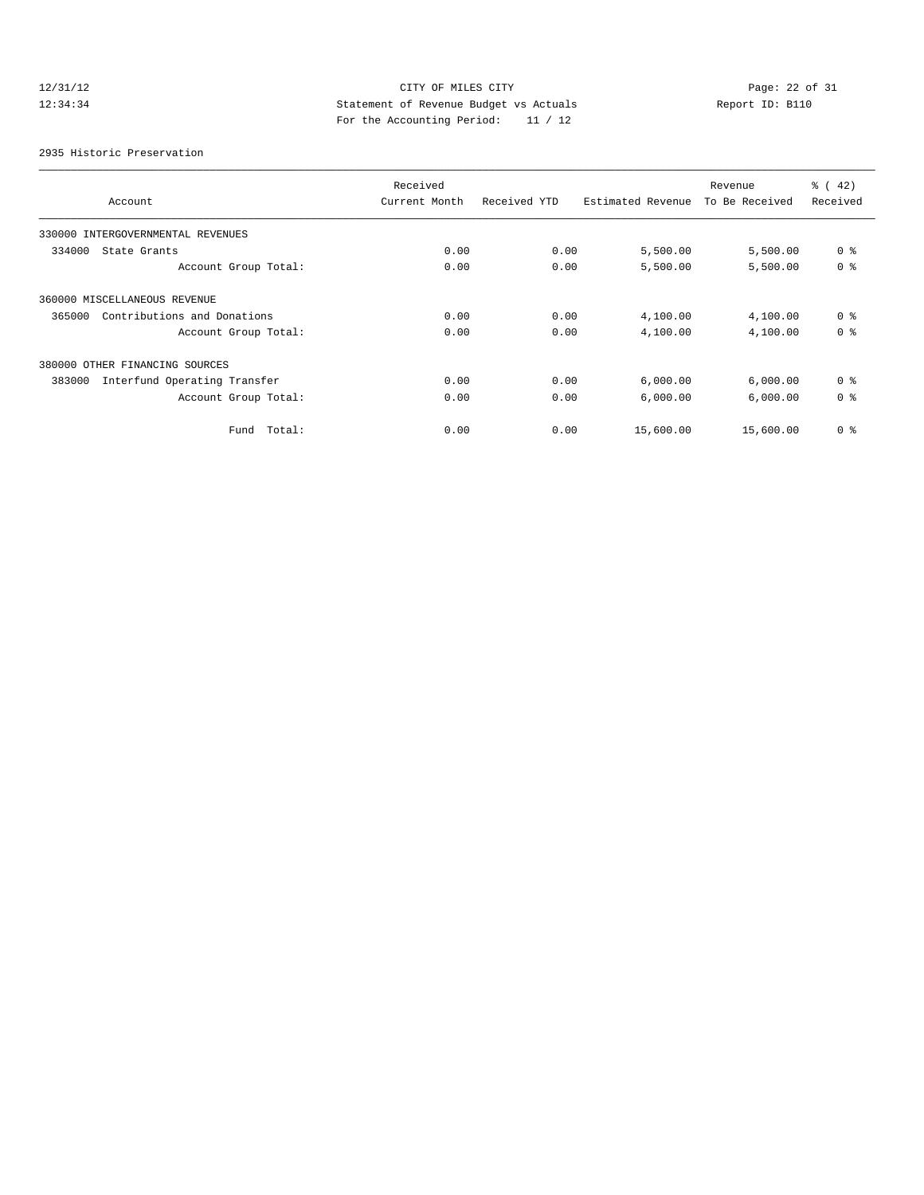CITY OF MILES CITY
Statement of Revenue Budget vs Actuals
For the Accounting Period: 11 / 12

12/31/12
12:34:34

Report ID: B110

2935 Historic Preservation

| Account | Received Current Month | Received YTD | Estimated Revenue | Revenue To Be Received | % ( 42) Received |
|---|---|---|---|---|---|
| 330000 INTERGOVERNMENTAL REVENUES | | | | | |
| 334000 State Grants | 0.00 | 0.00 | 5,500.00 | 5,500.00 | 0 % |
| Account Group Total: | 0.00 | 0.00 | 5,500.00 | 5,500.00 | 0 % |
| 360000 MISCELLANEOUS REVENUE | | | | | |
| 365000 Contributions and Donations | 0.00 | 0.00 | 4,100.00 | 4,100.00 | 0 % |
| Account Group Total: | 0.00 | 0.00 | 4,100.00 | 4,100.00 | 0 % |
| 380000 OTHER FINANCING SOURCES | | | | | |
| 383000 Interfund Operating Transfer | 0.00 | 0.00 | 6,000.00 | 6,000.00 | 0 % |
| Account Group Total: | 0.00 | 0.00 | 6,000.00 | 6,000.00 | 0 % |
| Fund Total: | 0.00 | 0.00 | 15,600.00 | 15,600.00 | 0 % |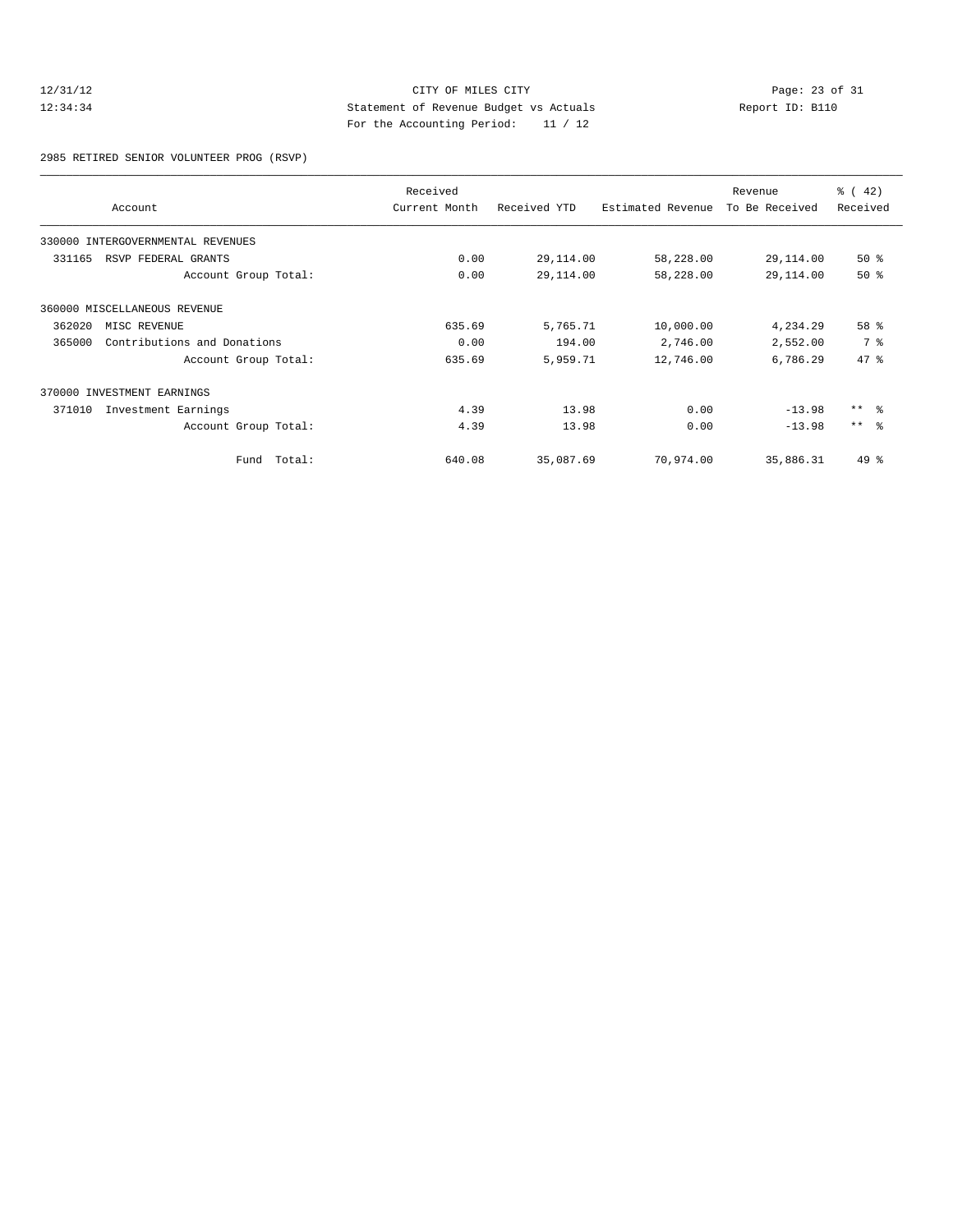CITY OF MILES CITY
Statement of Revenue Budget vs Actuals
For the Accounting Period: 11 / 12

12/31/12
12:34:34

Report ID: B110

2985 RETIRED SENIOR VOLUNTEER PROG (RSVP)

| Account | Received Current Month | Received YTD | Estimated Revenue | Revenue To Be Received | % ( 42) Received |
|---|---|---|---|---|---|
| 330000 INTERGOVERNMENTAL REVENUES | | | | | |
| 331165 RSVP FEDERAL GRANTS | 0.00 | 29,114.00 | 58,228.00 | 29,114.00 | 50 % |
| Account Group Total: | 0.00 | 29,114.00 | 58,228.00 | 29,114.00 | 50 % |
| 360000 MISCELLANEOUS REVENUE | | | | | |
| 362020 MISC REVENUE | 635.69 | 5,765.71 | 10,000.00 | 4,234.29 | 58 % |
| 365000 Contributions and Donations | 0.00 | 194.00 | 2,746.00 | 2,552.00 | 7 % |
| Account Group Total: | 635.69 | 5,959.71 | 12,746.00 | 6,786.29 | 47 % |
| 370000 INVESTMENT EARNINGS | | | | | |
| 371010 Investment Earnings | 4.39 | 13.98 | 0.00 | -13.98 | ** % |
| Account Group Total: | 4.39 | 13.98 | 0.00 | -13.98 | ** % |
| Fund Total: | 640.08 | 35,087.69 | 70,974.00 | 35,886.31 | 49 % |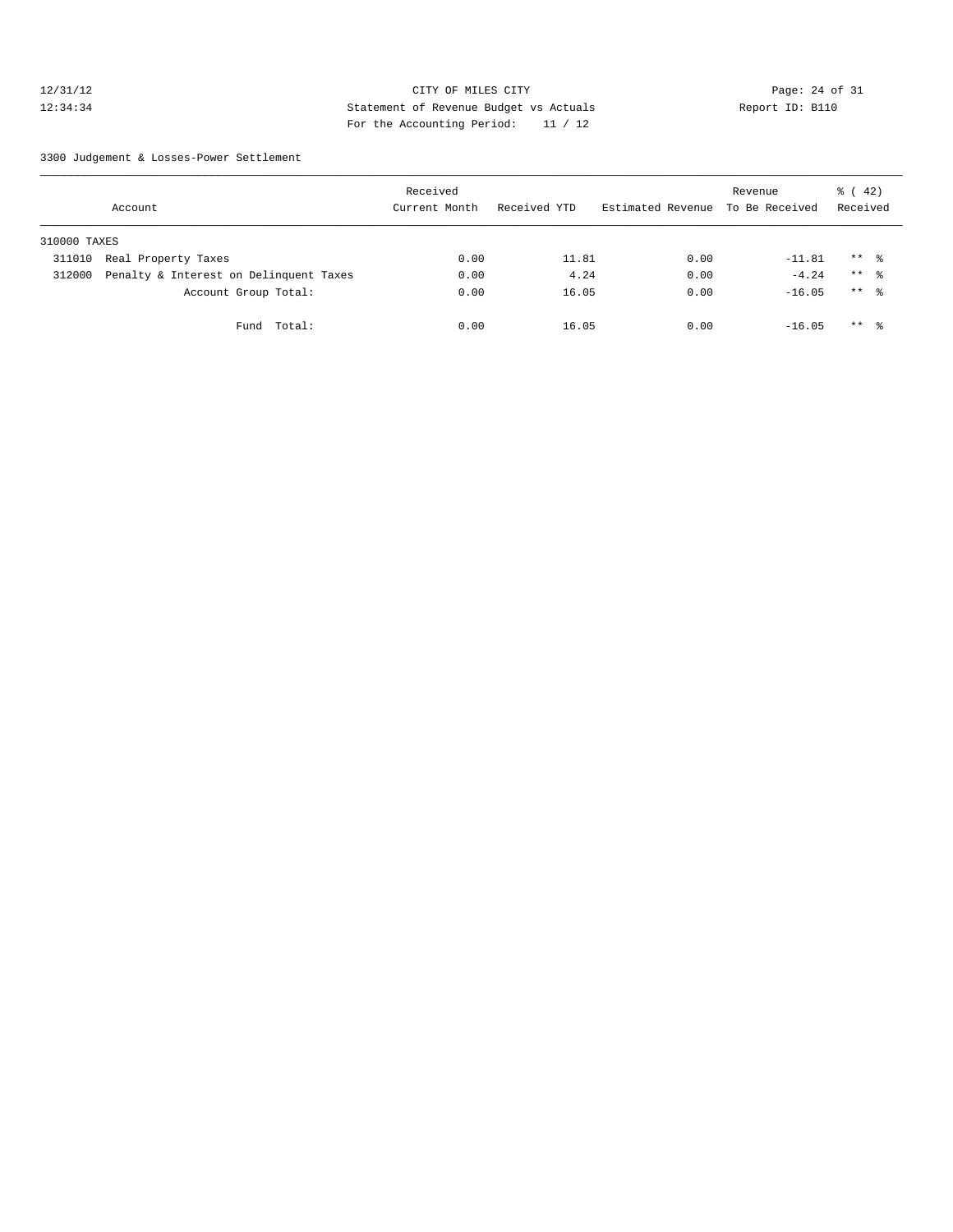CITY OF MILES CITY
Statement of Revenue Budget vs Actuals
For the Accounting Period: 11 / 12

12/31/12
12:34:34

Report ID: B110

3300 Judgement & Losses-Power Settlement

| Account | Received Current Month | Received YTD | Estimated Revenue | Revenue To Be Received | % ( 42) Received |
|---|---|---|---|---|---|
| 310000 TAXES | | | | | |
| 311010 Real Property Taxes | 0.00 | 11.81 | 0.00 | -11.81 | ** % |
| 312000 Penalty & Interest on Delinquent Taxes | 0.00 | 4.24 | 0.00 | -4.24 | ** % |
| Account Group Total: | 0.00 | 16.05 | 0.00 | -16.05 | ** % |
| Fund Total: | 0.00 | 16.05 | 0.00 | -16.05 | ** % |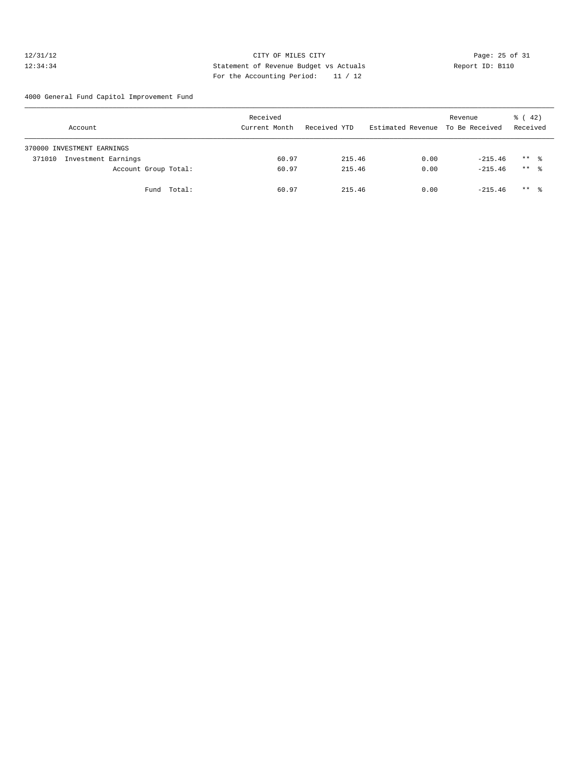CITY OF MILES CITY
Statement of Revenue Budget vs Actuals
For the Accounting Period: 11 / 12

12/31/12
12:34:34

Report ID: B110

4000 General Fund Capitol Improvement Fund

| Account | Received Current Month | Received YTD | Estimated Revenue | Revenue To Be Received | % ( 42) Received |
|---|---|---|---|---|---|
| 370000 INVESTMENT EARNINGS | | | | | |
| 371010 Investment Earnings | 60.97 | 215.46 | 0.00 | -215.46 | ** % |
| Account Group Total: | 60.97 | 215.46 | 0.00 | -215.46 | ** % |
| Fund Total: | 60.97 | 215.46 | 0.00 | -215.46 | ** % |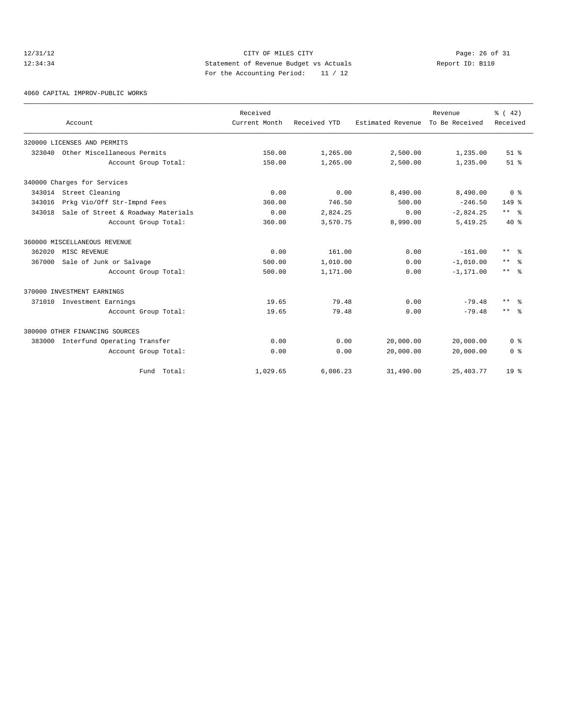CITY OF MILES CITY

Statement of Revenue Budget vs Actuals

Report ID: B110

For the Accounting Period: 11 / 12

4060 CAPITAL IMPROV-PUBLIC WORKS

| Account | Received Current Month | Received YTD | Estimated Revenue | Revenue To Be Received | % ( 42) Received |
|---|---|---|---|---|---|
| 320000 LICENSES AND PERMITS | | | | | |
| 323040 Other Miscellaneous Permits | 150.00 | 1,265.00 | 2,500.00 | 1,235.00 | 51 % |
| Account Group Total: | 150.00 | 1,265.00 | 2,500.00 | 1,235.00 | 51 % |
| 340000 Charges for Services | | | | | |
| 343014 Street Cleaning | 0.00 | 0.00 | 8,490.00 | 8,490.00 | 0 % |
| 343016 Prkg Vio/Off Str-Impnd Fees | 360.00 | 746.50 | 500.00 | -246.50 | 149 % |
| 343018 Sale of Street & Roadway Materials | 0.00 | 2,824.25 | 0.00 | -2,824.25 | ** % |
| Account Group Total: | 360.00 | 3,570.75 | 8,990.00 | 5,419.25 | 40 % |
| 360000 MISCELLANEOUS REVENUE | | | | | |
| 362020 MISC REVENUE | 0.00 | 161.00 | 0.00 | -161.00 | ** % |
| 367000 Sale of Junk or Salvage | 500.00 | 1,010.00 | 0.00 | -1,010.00 | ** % |
| Account Group Total: | 500.00 | 1,171.00 | 0.00 | -1,171.00 | ** % |
| 370000 INVESTMENT EARNINGS | | | | | |
| 371010 Investment Earnings | 19.65 | 79.48 | 0.00 | -79.48 | ** % |
| Account Group Total: | 19.65 | 79.48 | 0.00 | -79.48 | ** % |
| 380000 OTHER FINANCING SOURCES | | | | | |
| 383000 Interfund Operating Transfer | 0.00 | 0.00 | 20,000.00 | 20,000.00 | 0 % |
| Account Group Total: | 0.00 | 0.00 | 20,000.00 | 20,000.00 | 0 % |
| Fund Total: | 1,029.65 | 6,086.23 | 31,490.00 | 25,403.77 | 19 % |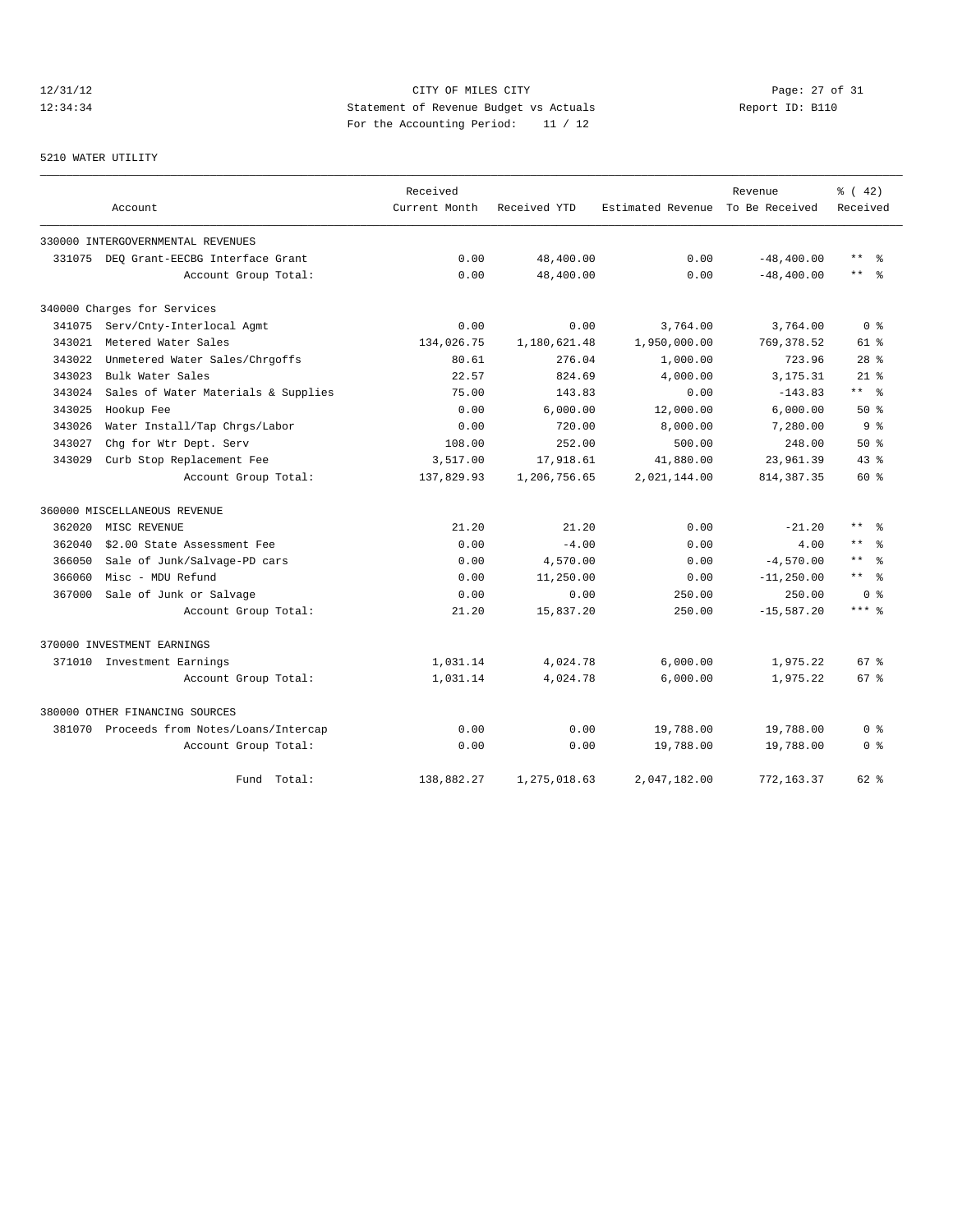12/31/12 CITY OF MILES CITY
12:34:34 Statement of Revenue Budget vs Actuals Report ID: B110
For the Accounting Period: 11 / 12

5210 WATER UTILITY

| Account | Received Current Month | Received YTD | Estimated Revenue | Revenue To Be Received | % ( 42) Received |
|---|---|---|---|---|---|
| 330000 INTERGOVERNMENTAL REVENUES | | | | | |
| 331075 DEQ Grant-EECBG Interface Grant | 0.00 | 48,400.00 | 0.00 | -48,400.00 | ** % |
| Account Group Total: | 0.00 | 48,400.00 | 0.00 | -48,400.00 | ** % |
| 340000 Charges for Services | | | | | |
| 341075 Serv/Cnty-Interlocal Agmt | 0.00 | 0.00 | 3,764.00 | 3,764.00 | 0 % |
| 343021 Metered Water Sales | 134,026.75 | 1,180,621.48 | 1,950,000.00 | 769,378.52 | 61 % |
| 343022 Unmetered Water Sales/Chrgoffs | 80.61 | 276.04 | 1,000.00 | 723.96 | 28 % |
| 343023 Bulk Water Sales | 22.57 | 824.69 | 4,000.00 | 3,175.31 | 21 % |
| 343024 Sales of Water Materials & Supplies | 75.00 | 143.83 | 0.00 | -143.83 | ** % |
| 343025 Hookup Fee | 0.00 | 6,000.00 | 12,000.00 | 6,000.00 | 50 % |
| 343026 Water Install/Tap Chrgs/Labor | 0.00 | 720.00 | 8,000.00 | 7,280.00 | 9 % |
| 343027 Chg for Wtr Dept. Serv | 108.00 | 252.00 | 500.00 | 248.00 | 50 % |
| 343029 Curb Stop Replacement Fee | 3,517.00 | 17,918.61 | 41,880.00 | 23,961.39 | 43 % |
| Account Group Total: | 137,829.93 | 1,206,756.65 | 2,021,144.00 | 814,387.35 | 60 % |
| 360000 MISCELLANEOUS REVENUE | | | | | |
| 362020 MISC REVENUE | 21.20 | 21.20 | 0.00 | -21.20 | ** % |
| 362040 $2.00 State Assessment Fee | 0.00 | -4.00 | 0.00 | 4.00 | ** % |
| 366050 Sale of Junk/Salvage-PD cars | 0.00 | 4,570.00 | 0.00 | -4,570.00 | ** % |
| 366060 Misc - MDU Refund | 0.00 | 11,250.00 | 0.00 | -11,250.00 | ** % |
| 367000 Sale of Junk or Salvage | 0.00 | 0.00 | 250.00 | 250.00 | 0 % |
| Account Group Total: | 21.20 | 15,837.20 | 250.00 | -15,587.20 | *** % |
| 370000 INVESTMENT EARNINGS | | | | | |
| 371010 Investment Earnings | 1,031.14 | 4,024.78 | 6,000.00 | 1,975.22 | 67 % |
| Account Group Total: | 1,031.14 | 4,024.78 | 6,000.00 | 1,975.22 | 67 % |
| 380000 OTHER FINANCING SOURCES | | | | | |
| 381070 Proceeds from Notes/Loans/Intercap | 0.00 | 0.00 | 19,788.00 | 19,788.00 | 0 % |
| Account Group Total: | 0.00 | 0.00 | 19,788.00 | 19,788.00 | 0 % |
| Fund Total: | 138,882.27 | 1,275,018.63 | 2,047,182.00 | 772,163.37 | 62 % |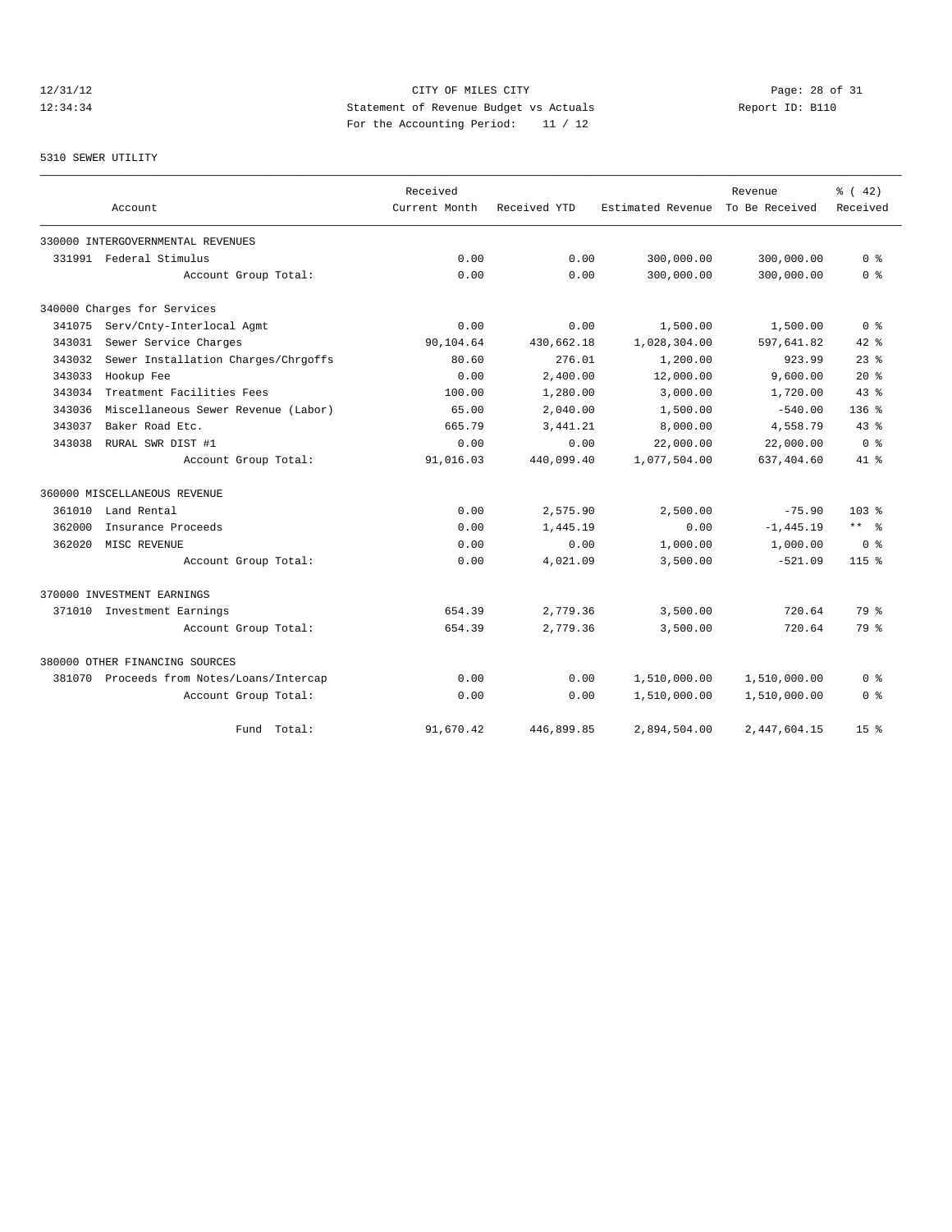CITY OF MILES CITY

Statement of Revenue Budget vs Actuals

For the Accounting Period: 11 / 12

5310 SEWER UTILITY

| Account | Received Current Month | Received YTD | Estimated Revenue | Revenue To Be Received | % ( 42) Received |
|---|---|---|---|---|---|
| 330000 INTERGOVERNMENTAL REVENUES | | | | | |
| 331991 Federal Stimulus | 0.00 | 0.00 | 300,000.00 | 300,000.00 | 0 % |
| Account Group Total: | 0.00 | 0.00 | 300,000.00 | 300,000.00 | 0 % |
| 340000 Charges for Services | | | | | |
| 341075 Serv/Cnty-Interlocal Agmt | 0.00 | 0.00 | 1,500.00 | 1,500.00 | 0 % |
| 343031 Sewer Service Charges | 90,104.64 | 430,662.18 | 1,028,304.00 | 597,641.82 | 42 % |
| 343032 Sewer Installation Charges/Chrgoffs | 80.60 | 276.01 | 1,200.00 | 923.99 | 23 % |
| 343033 Hookup Fee | 0.00 | 2,400.00 | 12,000.00 | 9,600.00 | 20 % |
| 343034 Treatment Facilities Fees | 100.00 | 1,280.00 | 3,000.00 | 1,720.00 | 43 % |
| 343036 Miscellaneous Sewer Revenue (Labor) | 65.00 | 2,040.00 | 1,500.00 | -540.00 | 136 % |
| 343037 Baker Road Etc. | 665.79 | 3,441.21 | 8,000.00 | 4,558.79 | 43 % |
| 343038 RURAL SWR DIST #1 | 0.00 | 0.00 | 22,000.00 | 22,000.00 | 0 % |
| Account Group Total: | 91,016.03 | 440,099.40 | 1,077,504.00 | 637,404.60 | 41 % |
| 360000 MISCELLANEOUS REVENUE | | | | | |
| 361010 Land Rental | 0.00 | 2,575.90 | 2,500.00 | -75.90 | 103 % |
| 362000 Insurance Proceeds | 0.00 | 1,445.19 | 0.00 | -1,445.19 | ** % |
| 362020 MISC REVENUE | 0.00 | 0.00 | 1,000.00 | 1,000.00 | 0 % |
| Account Group Total: | 0.00 | 4,021.09 | 3,500.00 | -521.09 | 115 % |
| 370000 INVESTMENT EARNINGS | | | | | |
| 371010 Investment Earnings | 654.39 | 2,779.36 | 3,500.00 | 720.64 | 79 % |
| Account Group Total: | 654.39 | 2,779.36 | 3,500.00 | 720.64 | 79 % |
| 380000 OTHER FINANCING SOURCES | | | | | |
| 381070 Proceeds from Notes/Loans/Intercap | 0.00 | 0.00 | 1,510,000.00 | 1,510,000.00 | 0 % |
| Account Group Total: | 0.00 | 0.00 | 1,510,000.00 | 1,510,000.00 | 0 % |
| Fund Total: | 91,670.42 | 446,899.85 | 2,894,504.00 | 2,447,604.15 | 15 % |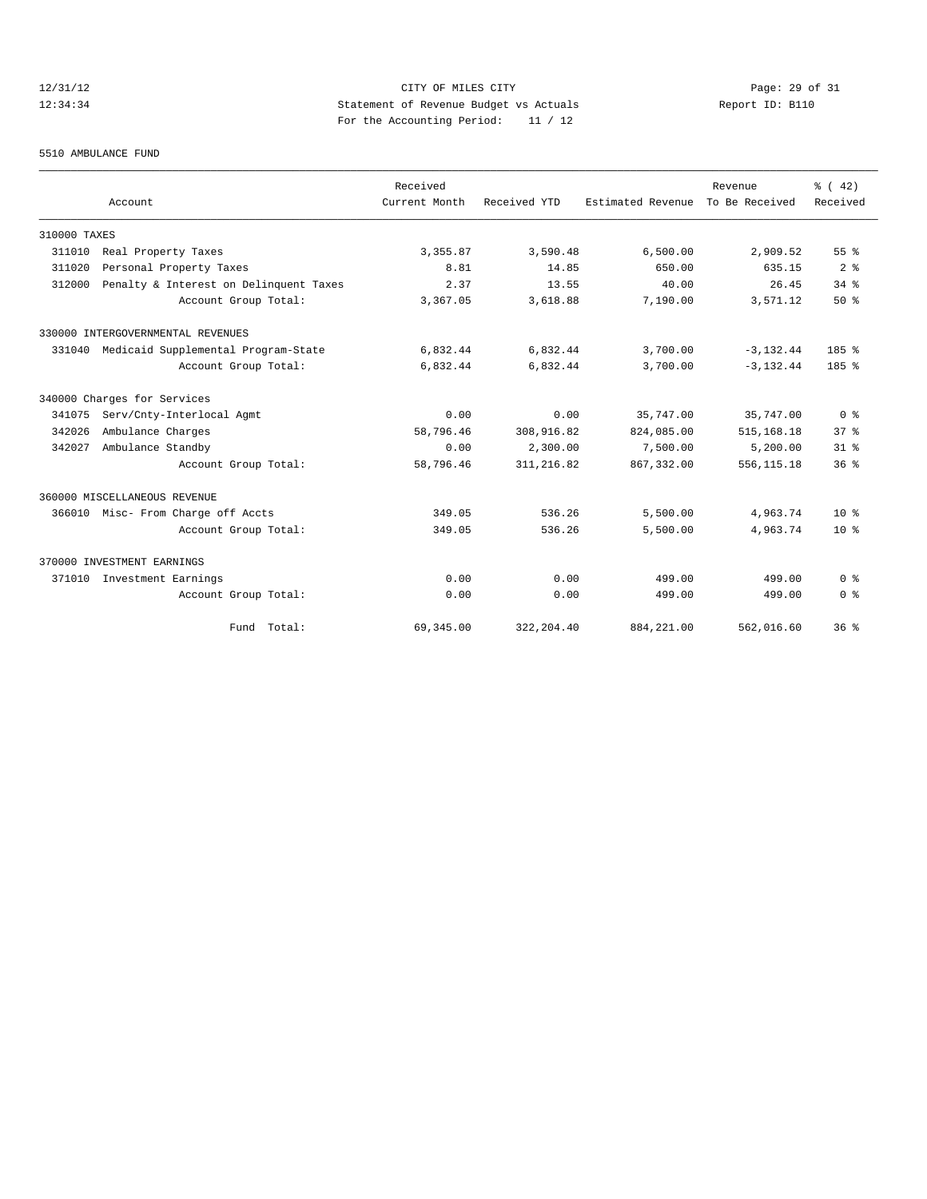CITY OF MILES CITY
Statement of Revenue Budget vs Actuals
For the Accounting Period: 11 / 12

5510 AMBULANCE FUND

| Account | Received Current Month | Received YTD | Estimated Revenue | Revenue To Be Received | % ( 42) Received |
|---|---|---|---|---|---|
| 310000 TAXES | | | | | |
| 311010 Real Property Taxes | 3,355.87 | 3,590.48 | 6,500.00 | 2,909.52 | 55 % |
| 311020 Personal Property Taxes | 8.81 | 14.85 | 650.00 | 635.15 | 2 % |
| 312000 Penalty & Interest on Delinquent Taxes | 2.37 | 13.55 | 40.00 | 26.45 | 34 % |
| Account Group Total: | 3,367.05 | 3,618.88 | 7,190.00 | 3,571.12 | 50 % |
| 330000 INTERGOVERNMENTAL REVENUES | | | | | |
| 331040 Medicaid Supplemental Program-State | 6,832.44 | 6,832.44 | 3,700.00 | -3,132.44 | 185 % |
| Account Group Total: | 6,832.44 | 6,832.44 | 3,700.00 | -3,132.44 | 185 % |
| 340000 Charges for Services | | | | | |
| 341075 Serv/Cnty-Interlocal Agmt | 0.00 | 0.00 | 35,747.00 | 35,747.00 | 0 % |
| 342026 Ambulance Charges | 58,796.46 | 308,916.82 | 824,085.00 | 515,168.18 | 37 % |
| 342027 Ambulance Standby | 0.00 | 2,300.00 | 7,500.00 | 5,200.00 | 31 % |
| Account Group Total: | 58,796.46 | 311,216.82 | 867,332.00 | 556,115.18 | 36 % |
| 360000 MISCELLANEOUS REVENUE | | | | | |
| 366010 Misc- From Charge off Accts | 349.05 | 536.26 | 5,500.00 | 4,963.74 | 10 % |
| Account Group Total: | 349.05 | 536.26 | 5,500.00 | 4,963.74 | 10 % |
| 370000 INVESTMENT EARNINGS | | | | | |
| 371010 Investment Earnings | 0.00 | 0.00 | 499.00 | 499.00 | 0 % |
| Account Group Total: | 0.00 | 0.00 | 499.00 | 499.00 | 0 % |
| Fund Total: | 69,345.00 | 322,204.40 | 884,221.00 | 562,016.60 | 36 % |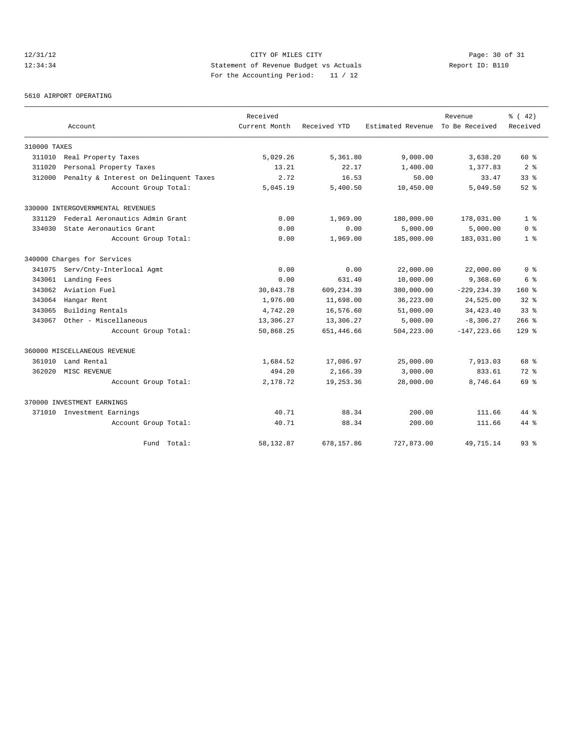CITY OF MILES CITY
Statement of Revenue Budget vs Actuals
For the Accounting Period: 11 / 12

12/31/12
12:34:34

Report ID: B110

5610 AIRPORT OPERATING

| Account | Received Current Month | Received YTD | Estimated Revenue | Revenue To Be Received | % ( 42) Received |
|---|---|---|---|---|---|
| **310000 TAXES** | | | | | |
| 311010 Real Property Taxes | 5,029.26 | 5,361.80 | 9,000.00 | 3,638.20 | 60 % |
| 311020 Personal Property Taxes | 13.21 | 22.17 | 1,400.00 | 1,377.83 | 2 % |
| 312000 Penalty & Interest on Delinquent Taxes | 2.72 | 16.53 | 50.00 | 33.47 | 33 % |
| Account Group Total: | 5,045.19 | 5,400.50 | 10,450.00 | 5,049.50 | 52 % |
| **330000 INTERGOVERNMENTAL REVENUES** | | | | | |
| 331129 Federal Aeronautics Admin Grant | 0.00 | 1,969.00 | 180,000.00 | 178,031.00 | 1 % |
| 334030 State Aeronautics Grant | 0.00 | 0.00 | 5,000.00 | 5,000.00 | 0 % |
| Account Group Total: | 0.00 | 1,969.00 | 185,000.00 | 183,031.00 | 1 % |
| **340000 Charges for Services** | | | | | |
| 341075 Serv/Cnty-Interlocal Agmt | 0.00 | 0.00 | 22,000.00 | 22,000.00 | 0 % |
| 343061 Landing Fees | 0.00 | 631.40 | 10,000.00 | 9,368.60 | 6 % |
| 343062 Aviation Fuel | 30,843.78 | 609,234.39 | 380,000.00 | -229,234.39 | 160 % |
| 343064 Hangar Rent | 1,976.00 | 11,698.00 | 36,223.00 | 24,525.00 | 32 % |
| 343065 Building Rentals | 4,742.20 | 16,576.60 | 51,000.00 | 34,423.40 | 33 % |
| 343067 Other - Miscellaneous | 13,306.27 | 13,306.27 | 5,000.00 | -8,306.27 | 266 % |
| Account Group Total: | 50,868.25 | 651,446.66 | 504,223.00 | -147,223.66 | 129 % |
| **360000 MISCELLANEOUS REVENUE** | | | | | |
| 361010 Land Rental | 1,684.52 | 17,086.97 | 25,000.00 | 7,913.03 | 68 % |
| 362020 MISC REVENUE | 494.20 | 2,166.39 | 3,000.00 | 833.61 | 72 % |
| Account Group Total: | 2,178.72 | 19,253.36 | 28,000.00 | 8,746.64 | 69 % |
| **370000 INVESTMENT EARNINGS** | | | | | |
| 371010 Investment Earnings | 40.71 | 88.34 | 200.00 | 111.66 | 44 % |
| Account Group Total: | 40.71 | 88.34 | 200.00 | 111.66 | 44 % |
| Fund Total: | 58,132.87 | 678,157.86 | 727,873.00 | 49,715.14 | 93 % |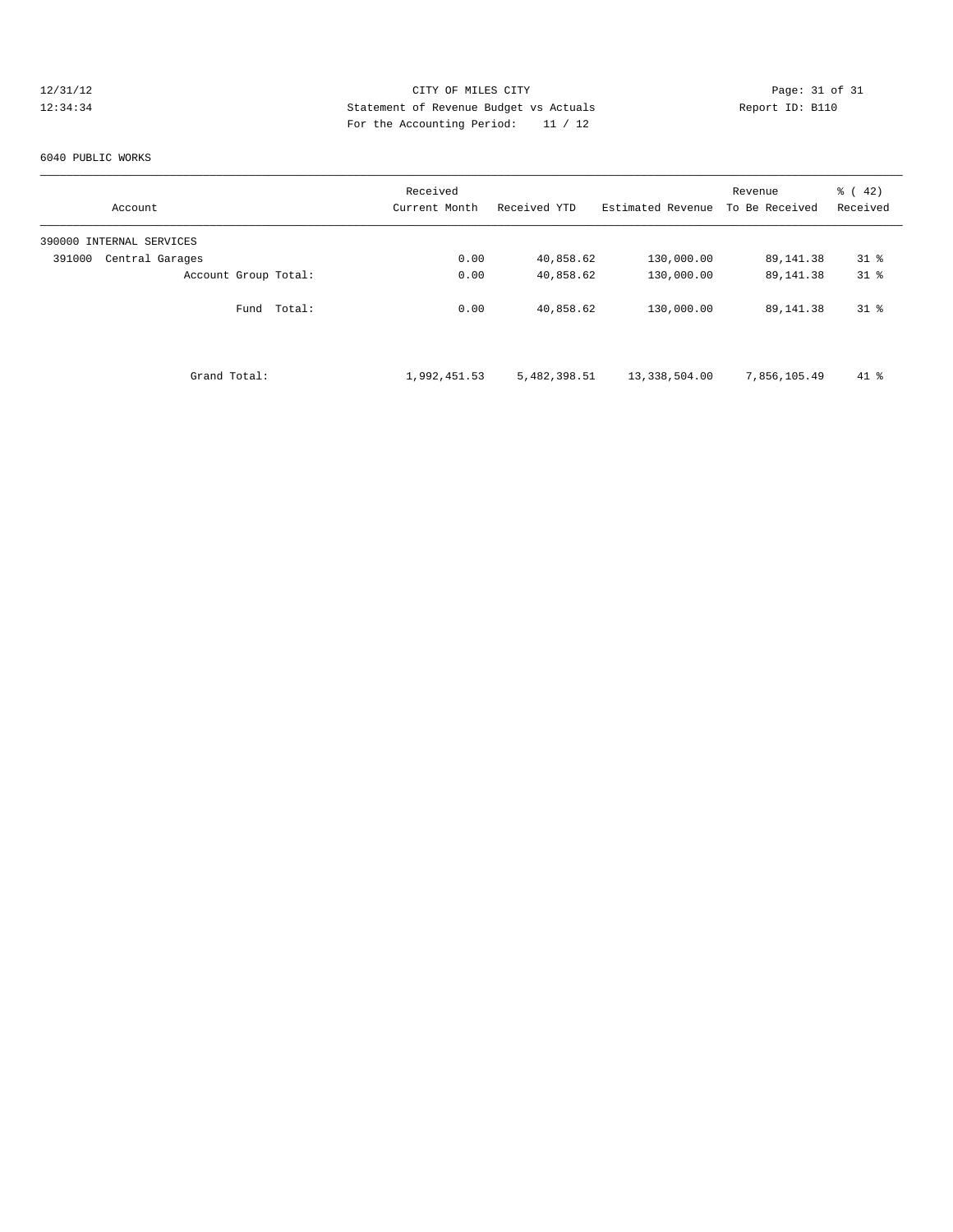CITY OF MILES CITY
Statement of Revenue Budget vs Actuals
For the Accounting Period: 11 / 12

12/31/12
12:34:34

Report ID: B110

6040 PUBLIC WORKS

| Account | Received Current Month | Received YTD | Estimated Revenue | Revenue To Be Received | % ( 42) Received |
|---|---|---|---|---|---|
| 390000 INTERNAL SERVICES | | | | | |
| 391000 Central Garages | 0.00 | 40,858.62 | 130,000.00 | 89,141.38 | 31 % |
| Account Group Total: | 0.00 | 40,858.62 | 130,000.00 | 89,141.38 | 31 % |
| Fund Total: | 0.00 | 40,858.62 | 130,000.00 | 89,141.38 | 31 % |
| Grand Total: | 1,992,451.53 | 5,482,398.51 | 13,338,504.00 | 7,856,105.49 | 41 % |